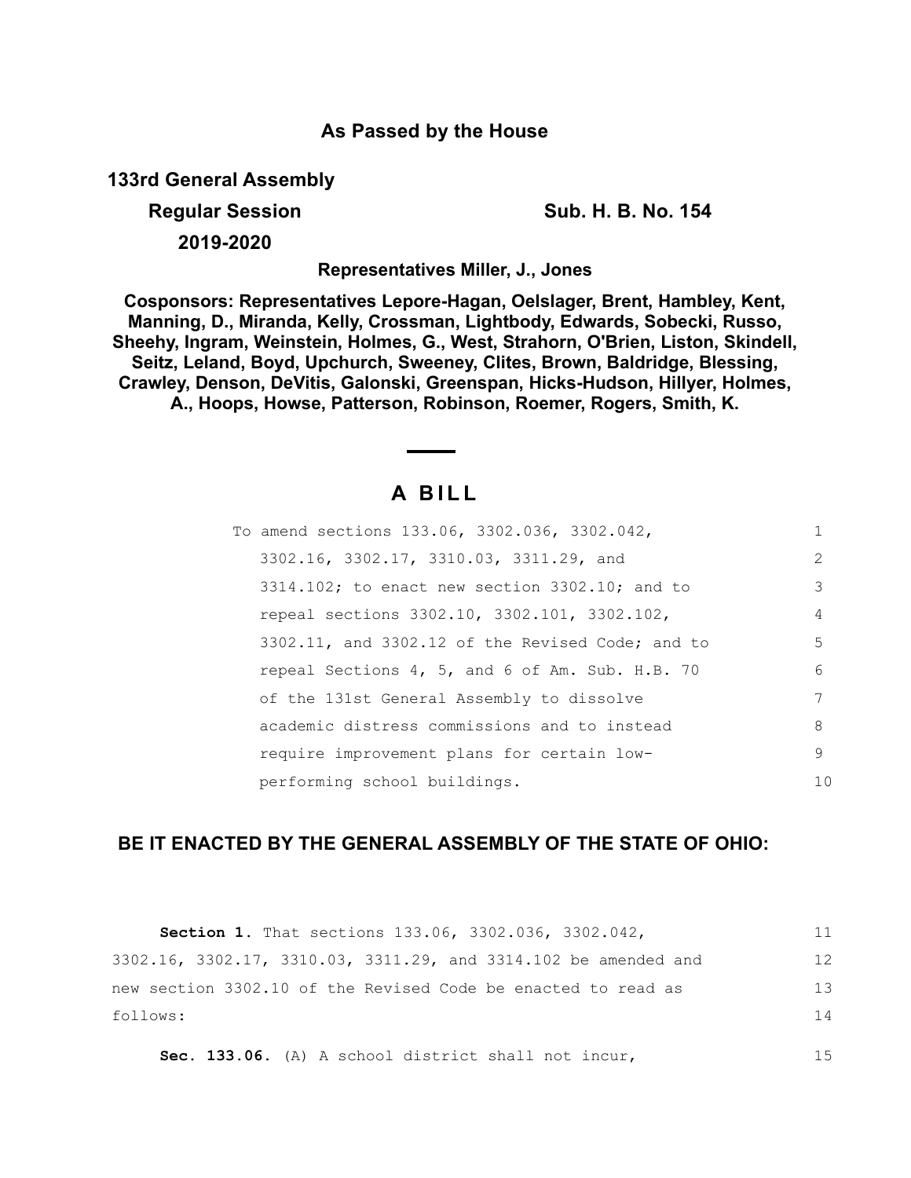**As Passed by the House**

**133rd General Assembly**

**Regular Session** **Sub. H. B. No. 154**

**2019-2020**

**Representatives Miller, J., Jones**

**Cosponsors: Representatives Lepore-Hagan, Oelslager, Brent, Hambley, Kent, Manning, D., Miranda, Kelly, Crossman, Lightbody, Edwards, Sobecki, Russo, Sheehy, Ingram, Weinstein, Holmes, G., West, Strahorn, O'Brien, Liston, Skindell, Seitz, Leland, Boyd, Upchurch, Sweeney, Clites, Brown, Baldridge, Blessing, Crawley, Denson, DeVitis, Galonski, Greenspan, Hicks-Hudson, Hillyer, Holmes, A., Hoops, Howse, Patterson, Robinson, Roemer, Rogers, Smith, K.**

# A BILL

To amend sections 133.06, 3302.036, 3302.042, 3302.16, 3302.17, 3310.03, 3311.29, and 3314.102; to enact new section 3302.10; and to repeal sections 3302.10, 3302.101, 3302.102, 3302.11, and 3302.12 of the Revised Code; and to repeal Sections 4, 5, and 6 of Am. Sub. H.B. 70 of the 131st General Assembly to dissolve academic distress commissions and to instead require improvement plans for certain low-performing school buildings.

**BE IT ENACTED BY THE GENERAL ASSEMBLY OF THE STATE OF OHIO:**

**Section 1.** That sections 133.06, 3302.036, 3302.042, 3302.16, 3302.17, 3310.03, 3311.29, and 3314.102 be amended and new section 3302.10 of the Revised Code be enacted to read as follows:

**Sec. 133.06.** (A) A school district shall not incur,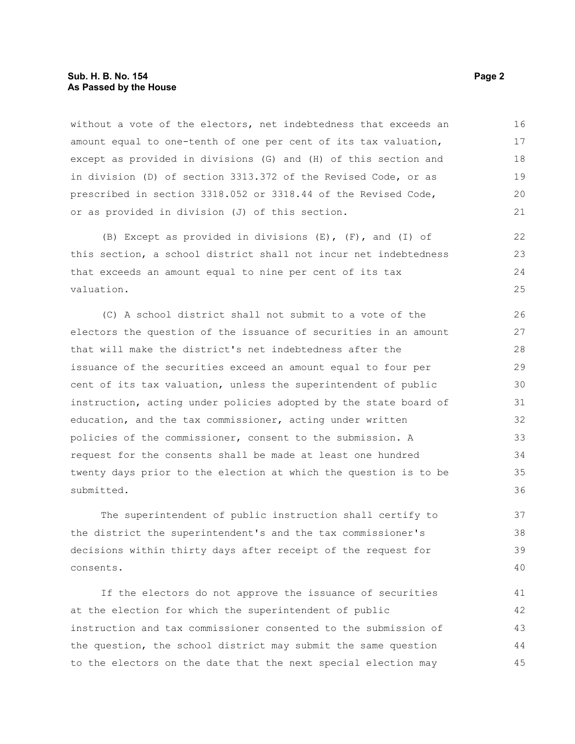without a vote of the electors, net indebtedness that exceeds an amount equal to one-tenth of one per cent of its tax valuation, except as provided in divisions (G) and (H) of this section and in division (D) of section 3313.372 of the Revised Code, or as prescribed in section 3318.052 or 3318.44 of the Revised Code, or as provided in division (J) of this section.

(B) Except as provided in divisions (E), (F), and (I) of this section, a school district shall not incur net indebtedness that exceeds an amount equal to nine per cent of its tax valuation.

(C) A school district shall not submit to a vote of the electors the question of the issuance of securities in an amount that will make the district's net indebtedness after the issuance of the securities exceed an amount equal to four per cent of its tax valuation, unless the superintendent of public instruction, acting under policies adopted by the state board of education, and the tax commissioner, acting under written policies of the commissioner, consent to the submission. A request for the consents shall be made at least one hundred twenty days prior to the election at which the question is to be submitted.

The superintendent of public instruction shall certify to the district the superintendent's and the tax commissioner's decisions within thirty days after receipt of the request for consents.

If the electors do not approve the issuance of securities at the election for which the superintendent of public instruction and tax commissioner consented to the submission of the question, the school district may submit the same question to the electors on the date that the next special election may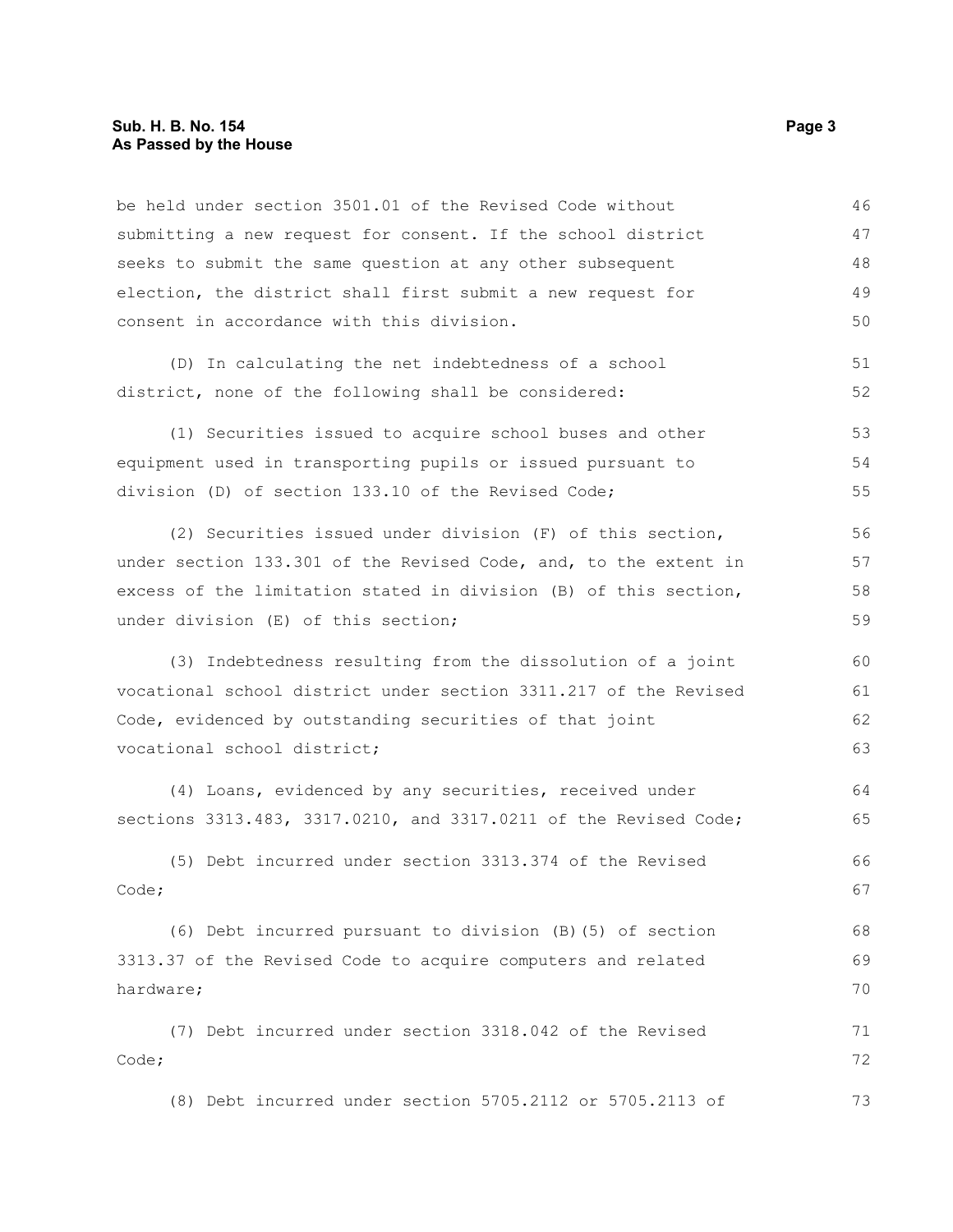be held under section 3501.01 of the Revised Code without submitting a new request for consent. If the school district seeks to submit the same question at any other subsequent election, the district shall first submit a new request for consent in accordance with this division.

(D) In calculating the net indebtedness of a school district, none of the following shall be considered:

(1) Securities issued to acquire school buses and other equipment used in transporting pupils or issued pursuant to division (D) of section 133.10 of the Revised Code;

(2) Securities issued under division (F) of this section, under section 133.301 of the Revised Code, and, to the extent in excess of the limitation stated in division (B) of this section, under division (E) of this section;

(3) Indebtedness resulting from the dissolution of a joint vocational school district under section 3311.217 of the Revised Code, evidenced by outstanding securities of that joint vocational school district;

(4) Loans, evidenced by any securities, received under sections 3313.483, 3317.0210, and 3317.0211 of the Revised Code;

(5) Debt incurred under section 3313.374 of the Revised Code;

(6) Debt incurred pursuant to division (B)(5) of section 3313.37 of the Revised Code to acquire computers and related hardware;

(7) Debt incurred under section 3318.042 of the Revised Code;

(8) Debt incurred under section 5705.2112 or 5705.2113 of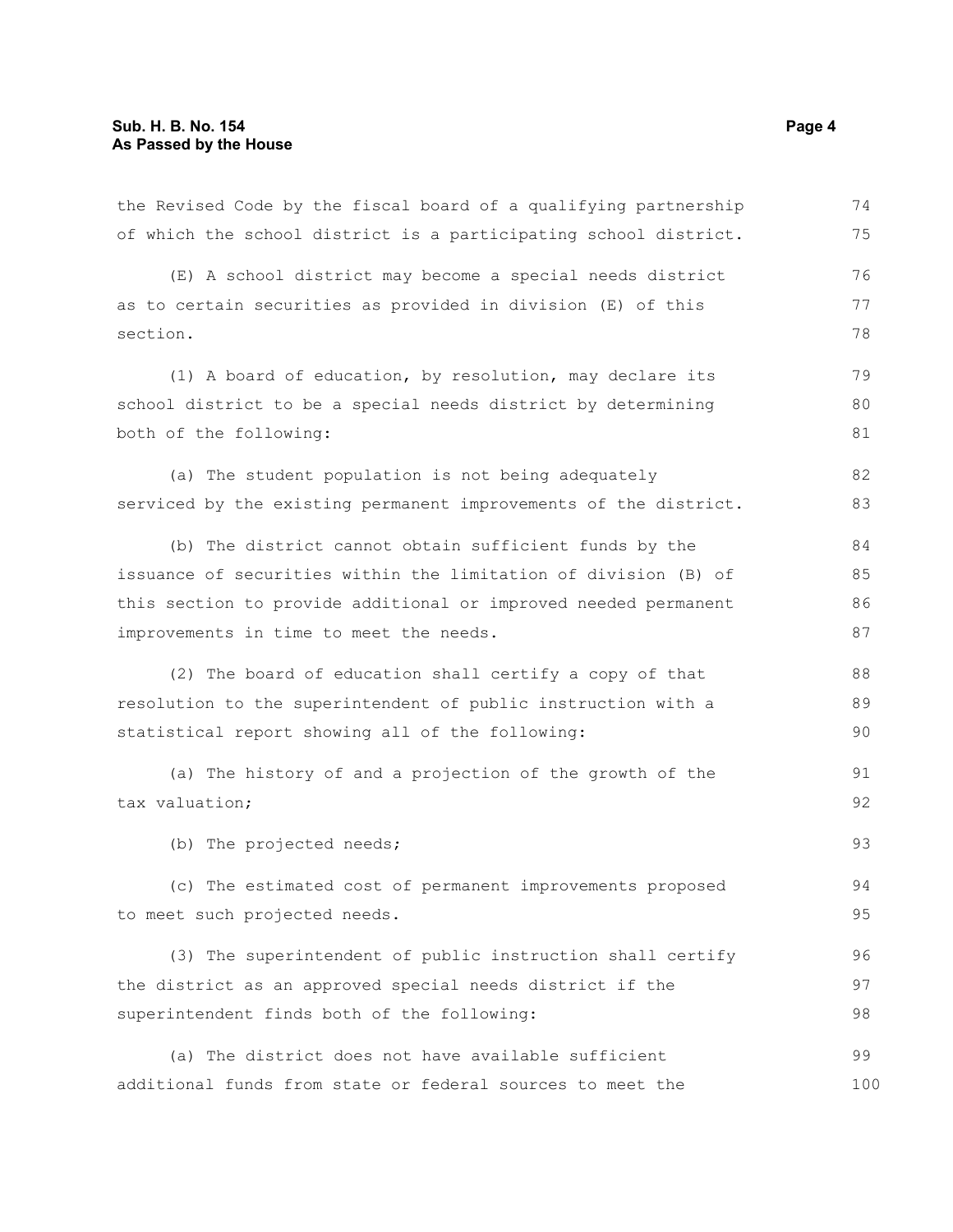the Revised Code by the fiscal board of a qualifying partnership of which the school district is a participating school district.

(E) A school district may become a special needs district as to certain securities as provided in division (E) of this section.

(1) A board of education, by resolution, may declare its school district to be a special needs district by determining both of the following:

(a) The student population is not being adequately serviced by the existing permanent improvements of the district.

(b) The district cannot obtain sufficient funds by the issuance of securities within the limitation of division (B) of this section to provide additional or improved needed permanent improvements in time to meet the needs.

(2) The board of education shall certify a copy of that resolution to the superintendent of public instruction with a statistical report showing all of the following:

(a) The history of and a projection of the growth of the tax valuation;

(b) The projected needs;

(c) The estimated cost of permanent improvements proposed to meet such projected needs.

(3) The superintendent of public instruction shall certify the district as an approved special needs district if the superintendent finds both of the following:

(a) The district does not have available sufficient additional funds from state or federal sources to meet the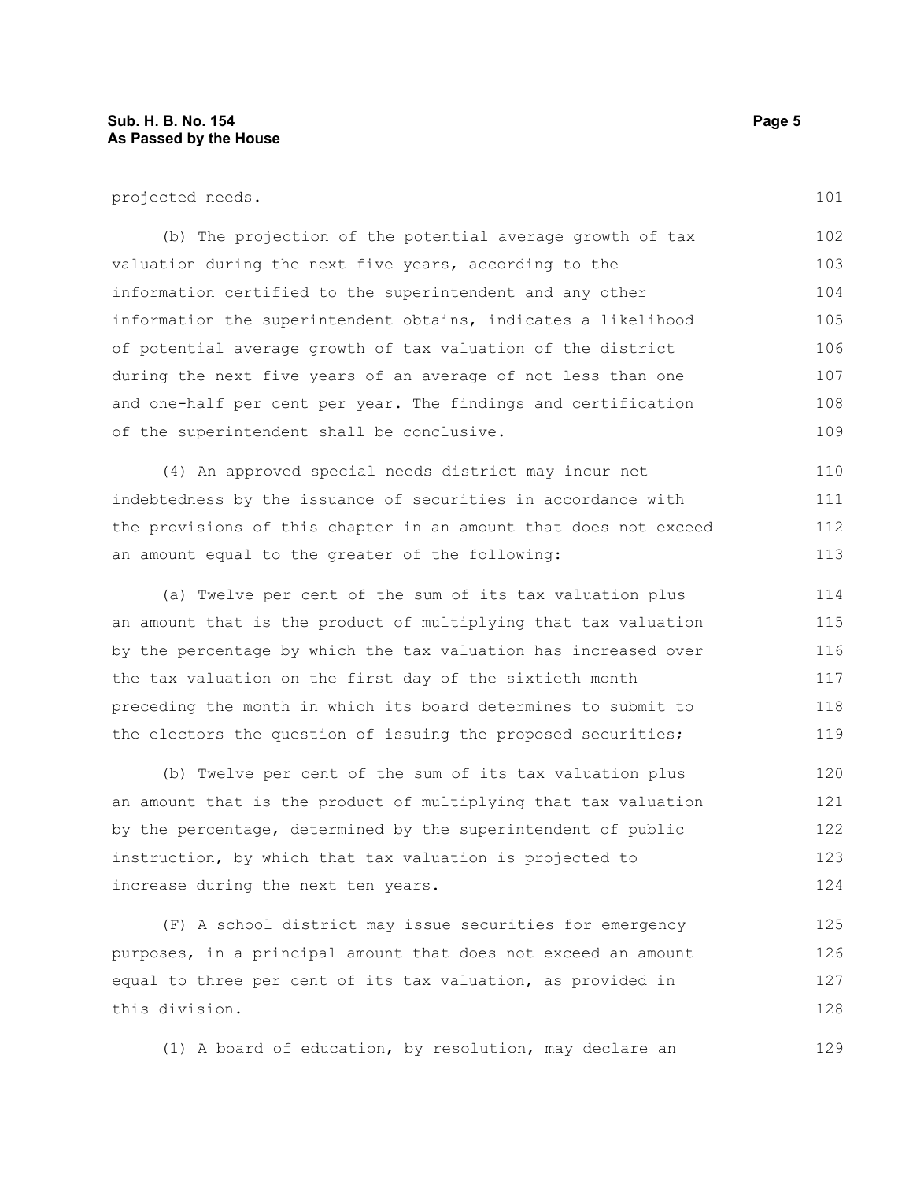projected needs.

(b) The projection of the potential average growth of tax valuation during the next five years, according to the information certified to the superintendent and any other information the superintendent obtains, indicates a likelihood of potential average growth of tax valuation of the district during the next five years of an average of not less than one and one-half per cent per year. The findings and certification of the superintendent shall be conclusive.

(4) An approved special needs district may incur net indebtedness by the issuance of securities in accordance with the provisions of this chapter in an amount that does not exceed an amount equal to the greater of the following:

(a) Twelve per cent of the sum of its tax valuation plus an amount that is the product of multiplying that tax valuation by the percentage by which the tax valuation has increased over the tax valuation on the first day of the sixtieth month preceding the month in which its board determines to submit to the electors the question of issuing the proposed securities;

(b) Twelve per cent of the sum of its tax valuation plus an amount that is the product of multiplying that tax valuation by the percentage, determined by the superintendent of public instruction, by which that tax valuation is projected to increase during the next ten years.

(F) A school district may issue securities for emergency purposes, in a principal amount that does not exceed an amount equal to three per cent of its tax valuation, as provided in this division.

(1) A board of education, by resolution, may declare an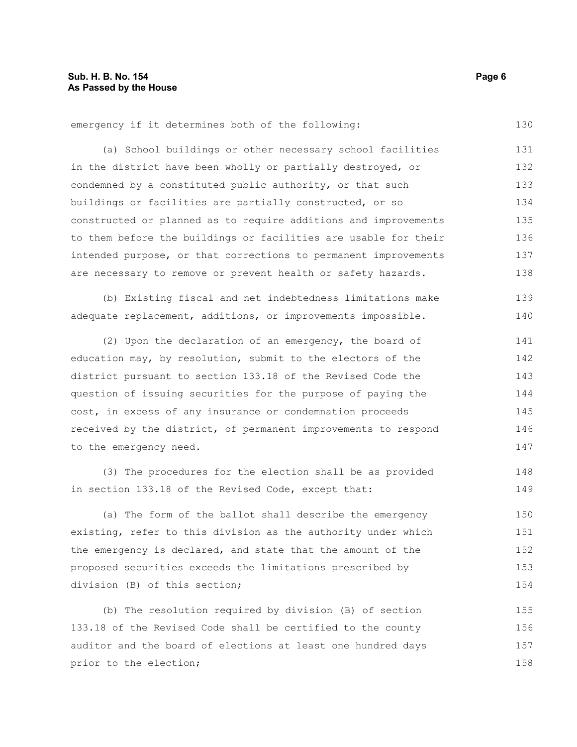emergency if it determines both of the following:

(a) School buildings or other necessary school facilities in the district have been wholly or partially destroyed, or condemned by a constituted public authority, or that such buildings or facilities are partially constructed, or so constructed or planned as to require additions and improvements to them before the buildings or facilities are usable for their intended purpose, or that corrections to permanent improvements are necessary to remove or prevent health or safety hazards.

(b) Existing fiscal and net indebtedness limitations make adequate replacement, additions, or improvements impossible.

(2) Upon the declaration of an emergency, the board of education may, by resolution, submit to the electors of the district pursuant to section 133.18 of the Revised Code the question of issuing securities for the purpose of paying the cost, in excess of any insurance or condemnation proceeds received by the district, of permanent improvements to respond to the emergency need.

(3) The procedures for the election shall be as provided in section 133.18 of the Revised Code, except that:

(a) The form of the ballot shall describe the emergency existing, refer to this division as the authority under which the emergency is declared, and state that the amount of the proposed securities exceeds the limitations prescribed by division (B) of this section;

(b) The resolution required by division (B) of section 133.18 of the Revised Code shall be certified to the county auditor and the board of elections at least one hundred days prior to the election;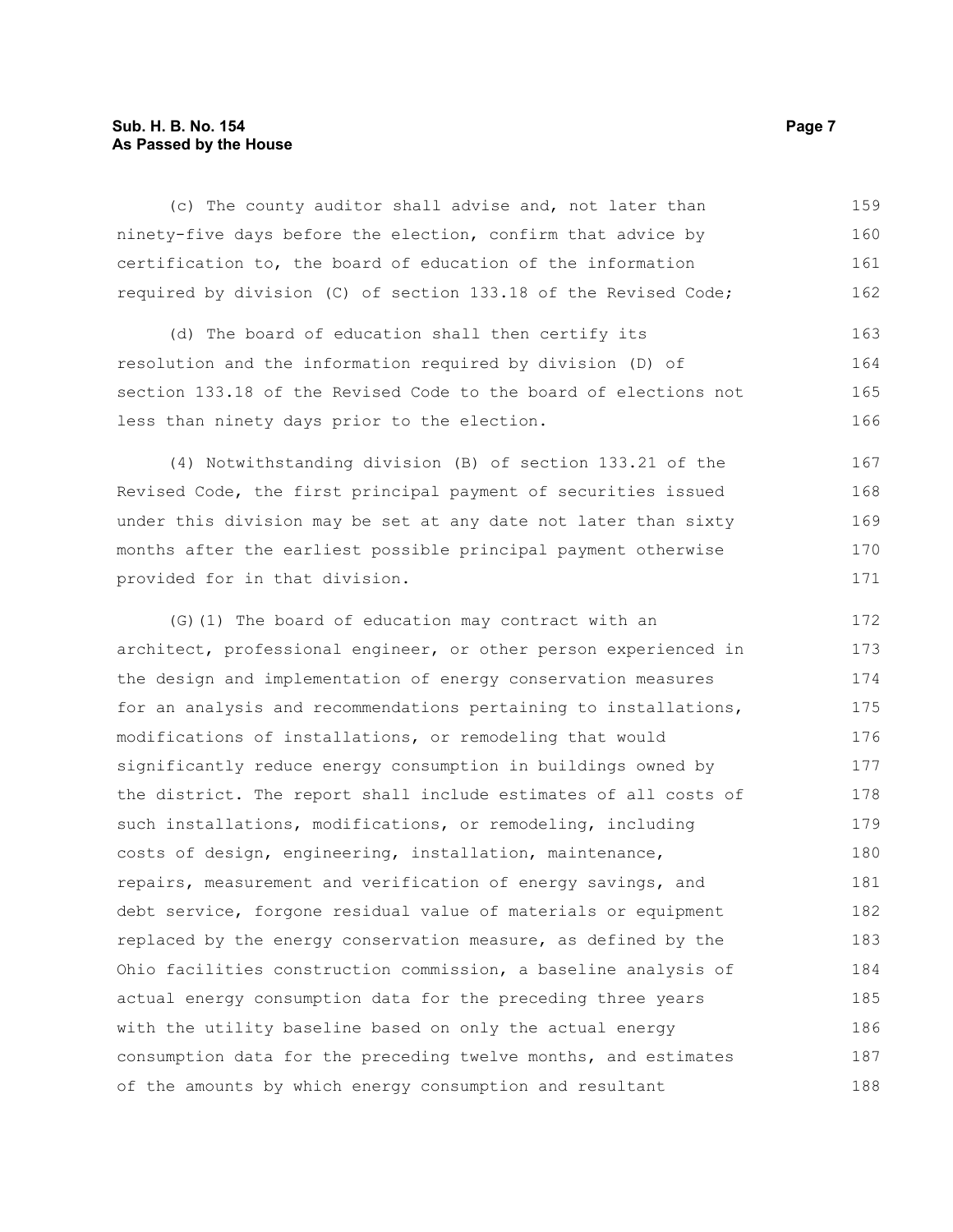(c) The county auditor shall advise and, not later than ninety-five days before the election, confirm that advice by certification to, the board of education of the information required by division (C) of section 133.18 of the Revised Code;

(d) The board of education shall then certify its resolution and the information required by division (D) of section 133.18 of the Revised Code to the board of elections not less than ninety days prior to the election.

(4) Notwithstanding division (B) of section 133.21 of the Revised Code, the first principal payment of securities issued under this division may be set at any date not later than sixty months after the earliest possible principal payment otherwise provided for in that division.

(G)(1) The board of education may contract with an architect, professional engineer, or other person experienced in the design and implementation of energy conservation measures for an analysis and recommendations pertaining to installations, modifications of installations, or remodeling that would significantly reduce energy consumption in buildings owned by the district. The report shall include estimates of all costs of such installations, modifications, or remodeling, including costs of design, engineering, installation, maintenance, repairs, measurement and verification of energy savings, and debt service, forgone residual value of materials or equipment replaced by the energy conservation measure, as defined by the Ohio facilities construction commission, a baseline analysis of actual energy consumption data for the preceding three years with the utility baseline based on only the actual energy consumption data for the preceding twelve months, and estimates of the amounts by which energy consumption and resultant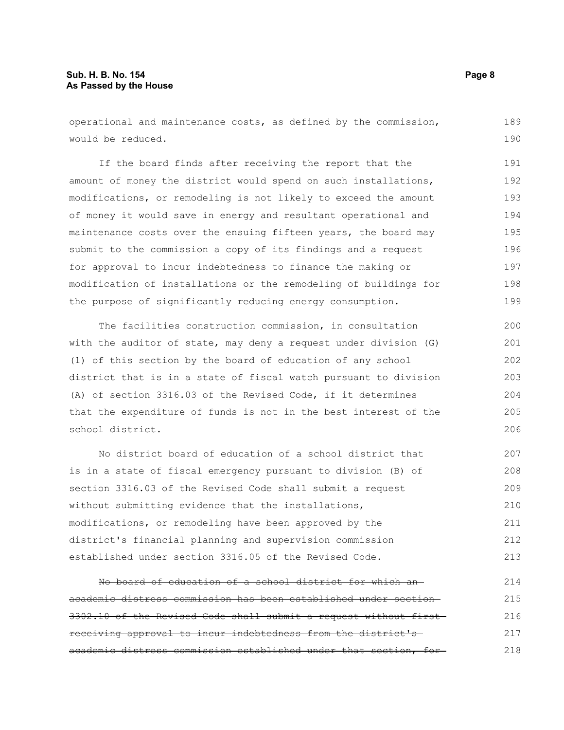operational and maintenance costs, as defined by the commission, would be reduced.

If the board finds after receiving the report that the amount of money the district would spend on such installations, modifications, or remodeling is not likely to exceed the amount of money it would save in energy and resultant operational and maintenance costs over the ensuing fifteen years, the board may submit to the commission a copy of its findings and a request for approval to incur indebtedness to finance the making or modification of installations or the remodeling of buildings for the purpose of significantly reducing energy consumption.

The facilities construction commission, in consultation with the auditor of state, may deny a request under division (G)(1) of this section by the board of education of any school district that is in a state of fiscal watch pursuant to division (A) of section 3316.03 of the Revised Code, if it determines that the expenditure of funds is not in the best interest of the school district.

No district board of education of a school district that is in a state of fiscal emergency pursuant to division (B) of section 3316.03 of the Revised Code shall submit a request without submitting evidence that the installations, modifications, or remodeling have been approved by the district's financial planning and supervision commission established under section 3316.05 of the Revised Code.

~~No board of education of a school district for which an academic distress commission has been established under section 3302.10 of the Revised Code shall submit a request without first receiving approval to incur indebtedness from the district's academic distress commission established under that section, for~~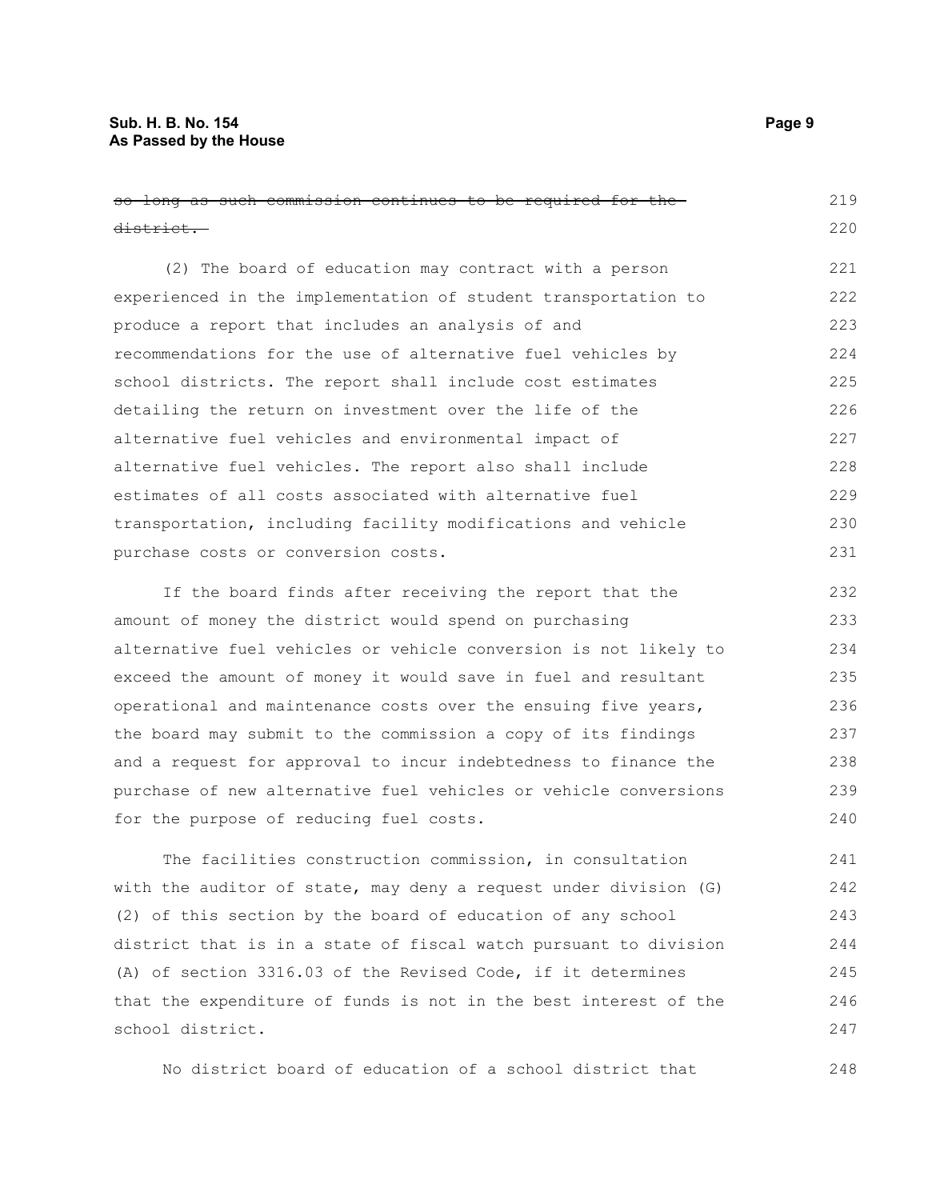~~so long as such commission continues to be required for the district.~~

(2) The board of education may contract with a person experienced in the implementation of student transportation to produce a report that includes an analysis of and recommendations for the use of alternative fuel vehicles by school districts. The report shall include cost estimates detailing the return on investment over the life of the alternative fuel vehicles and environmental impact of alternative fuel vehicles. The report also shall include estimates of all costs associated with alternative fuel transportation, including facility modifications and vehicle purchase costs or conversion costs.

If the board finds after receiving the report that the amount of money the district would spend on purchasing alternative fuel vehicles or vehicle conversion is not likely to exceed the amount of money it would save in fuel and resultant operational and maintenance costs over the ensuing five years, the board may submit to the commission a copy of its findings and a request for approval to incur indebtedness to finance the purchase of new alternative fuel vehicles or vehicle conversions for the purpose of reducing fuel costs.

The facilities construction commission, in consultation with the auditor of state, may deny a request under division (G)(2) of this section by the board of education of any school district that is in a state of fiscal watch pursuant to division (A) of section 3316.03 of the Revised Code, if it determines that the expenditure of funds is not in the best interest of the school district.

No district board of education of a school district that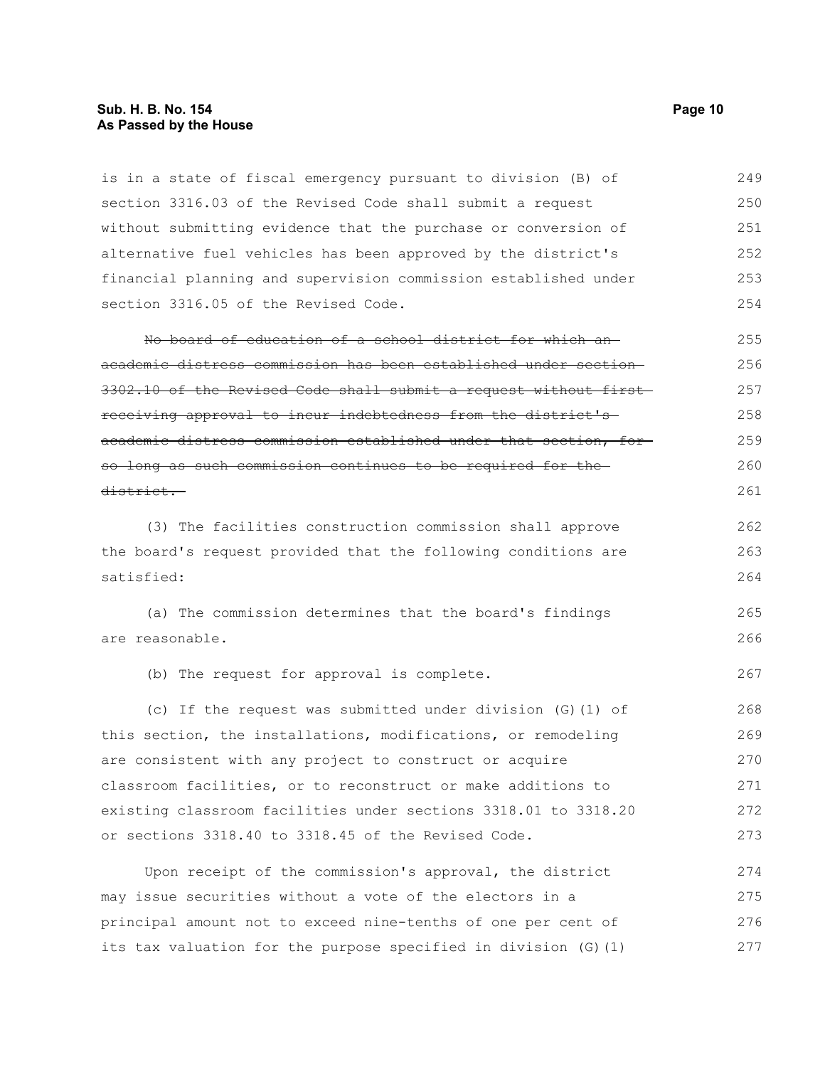is in a state of fiscal emergency pursuant to division (B) of section 3316.03 of the Revised Code shall submit a request without submitting evidence that the purchase or conversion of alternative fuel vehicles has been approved by the district's financial planning and supervision commission established under section 3316.05 of the Revised Code.

~~No board of education of a school district for which an academic distress commission has been established under section 3302.10 of the Revised Code shall submit a request without first receiving approval to incur indebtedness from the district's academic distress commission established under that section, for so long as such commission continues to be required for the district.~~

(3) The facilities construction commission shall approve the board's request provided that the following conditions are satisfied:

(a) The commission determines that the board's findings are reasonable.

(b) The request for approval is complete.

(c) If the request was submitted under division (G)(1) of this section, the installations, modifications, or remodeling are consistent with any project to construct or acquire classroom facilities, or to reconstruct or make additions to existing classroom facilities under sections 3318.01 to 3318.20 or sections 3318.40 to 3318.45 of the Revised Code.

Upon receipt of the commission's approval, the district may issue securities without a vote of the electors in a principal amount not to exceed nine-tenths of one per cent of its tax valuation for the purpose specified in division (G)(1)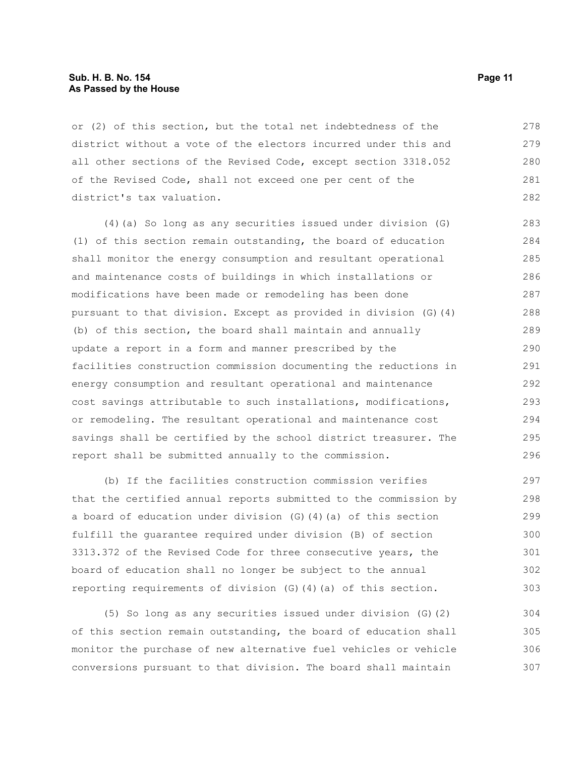or (2) of this section, but the total net indebtedness of the district without a vote of the electors incurred under this and all other sections of the Revised Code, except section 3318.052 of the Revised Code, shall not exceed one per cent of the district's tax valuation.

(4)(a) So long as any securities issued under division (G)(1) of this section remain outstanding, the board of education shall monitor the energy consumption and resultant operational and maintenance costs of buildings in which installations or modifications have been made or remodeling has been done pursuant to that division. Except as provided in division (G)(4)(b) of this section, the board shall maintain and annually update a report in a form and manner prescribed by the facilities construction commission documenting the reductions in energy consumption and resultant operational and maintenance cost savings attributable to such installations, modifications, or remodeling. The resultant operational and maintenance cost savings shall be certified by the school district treasurer. The report shall be submitted annually to the commission.

(b) If the facilities construction commission verifies that the certified annual reports submitted to the commission by a board of education under division (G)(4)(a) of this section fulfill the guarantee required under division (B) of section 3313.372 of the Revised Code for three consecutive years, the board of education shall no longer be subject to the annual reporting requirements of division (G)(4)(a) of this section.

(5) So long as any securities issued under division (G)(2) of this section remain outstanding, the board of education shall monitor the purchase of new alternative fuel vehicles or vehicle conversions pursuant to that division. The board shall maintain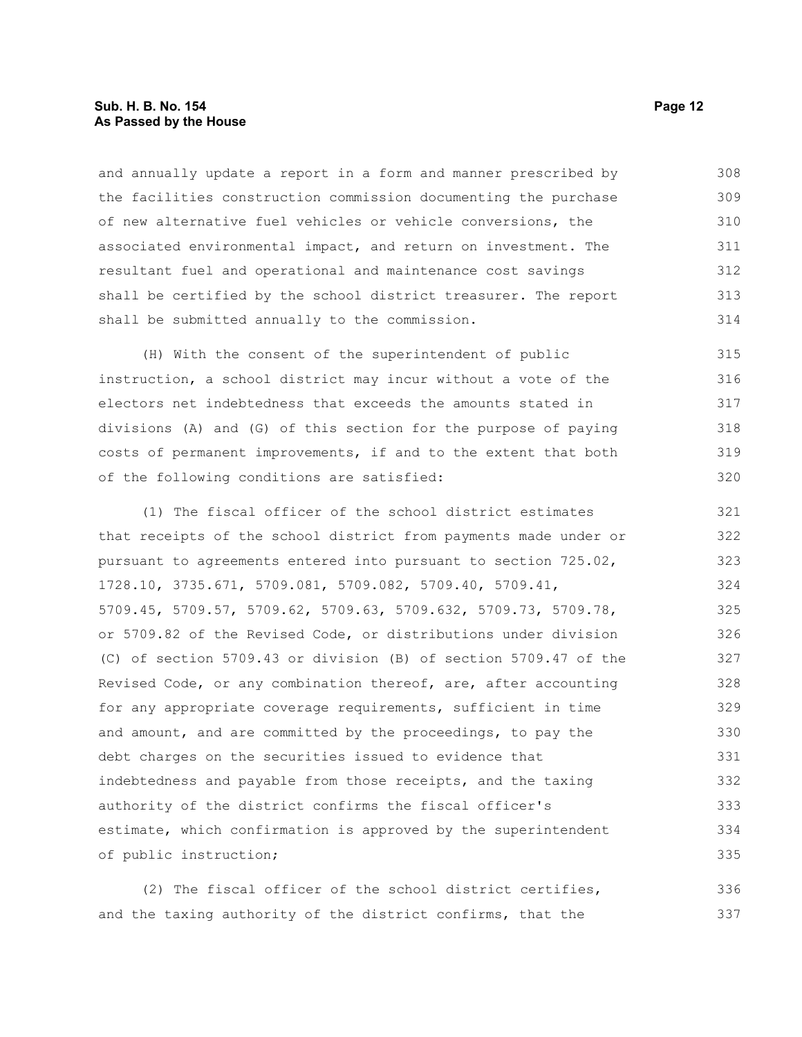and annually update a report in a form and manner prescribed by the facilities construction commission documenting the purchase of new alternative fuel vehicles or vehicle conversions, the associated environmental impact, and return on investment. The resultant fuel and operational and maintenance cost savings shall be certified by the school district treasurer. The report shall be submitted annually to the commission.

(H) With the consent of the superintendent of public instruction, a school district may incur without a vote of the electors net indebtedness that exceeds the amounts stated in divisions (A) and (G) of this section for the purpose of paying costs of permanent improvements, if and to the extent that both of the following conditions are satisfied:

(1) The fiscal officer of the school district estimates that receipts of the school district from payments made under or pursuant to agreements entered into pursuant to section 725.02, 1728.10, 3735.671, 5709.081, 5709.082, 5709.40, 5709.41, 5709.45, 5709.57, 5709.62, 5709.63, 5709.632, 5709.73, 5709.78, or 5709.82 of the Revised Code, or distributions under division (C) of section 5709.43 or division (B) of section 5709.47 of the Revised Code, or any combination thereof, are, after accounting for any appropriate coverage requirements, sufficient in time and amount, and are committed by the proceedings, to pay the debt charges on the securities issued to evidence that indebtedness and payable from those receipts, and the taxing authority of the district confirms the fiscal officer's estimate, which confirmation is approved by the superintendent of public instruction;

(2) The fiscal officer of the school district certifies, and the taxing authority of the district confirms, that the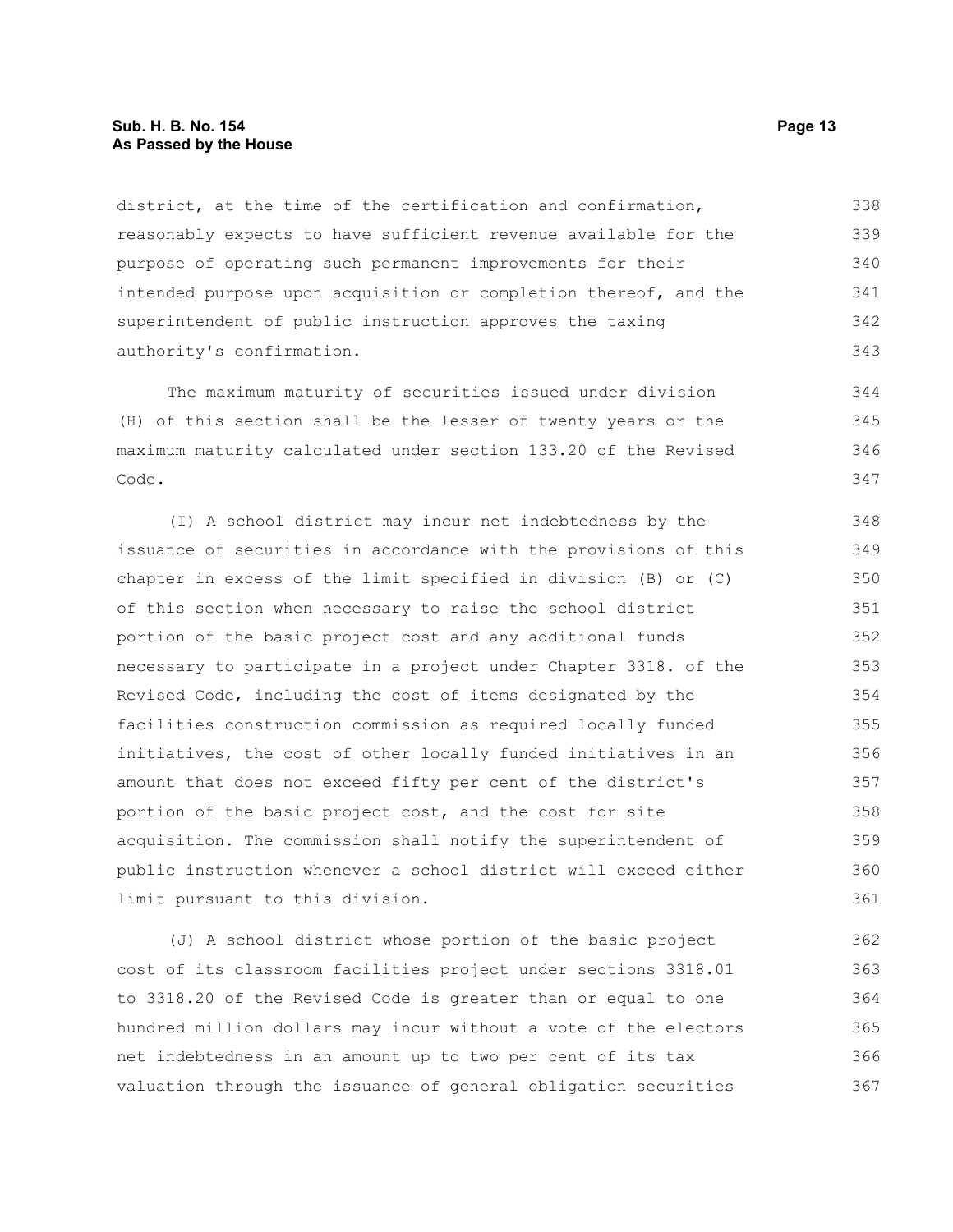district, at the time of the certification and confirmation, reasonably expects to have sufficient revenue available for the purpose of operating such permanent improvements for their intended purpose upon acquisition or completion thereof, and the superintendent of public instruction approves the taxing authority's confirmation.

The maximum maturity of securities issued under division (H) of this section shall be the lesser of twenty years or the maximum maturity calculated under section 133.20 of the Revised Code.

(I) A school district may incur net indebtedness by the issuance of securities in accordance with the provisions of this chapter in excess of the limit specified in division (B) or (C) of this section when necessary to raise the school district portion of the basic project cost and any additional funds necessary to participate in a project under Chapter 3318. of the Revised Code, including the cost of items designated by the facilities construction commission as required locally funded initiatives, the cost of other locally funded initiatives in an amount that does not exceed fifty per cent of the district's portion of the basic project cost, and the cost for site acquisition. The commission shall notify the superintendent of public instruction whenever a school district will exceed either limit pursuant to this division.

(J) A school district whose portion of the basic project cost of its classroom facilities project under sections 3318.01 to 3318.20 of the Revised Code is greater than or equal to one hundred million dollars may incur without a vote of the electors net indebtedness in an amount up to two per cent of its tax valuation through the issuance of general obligation securities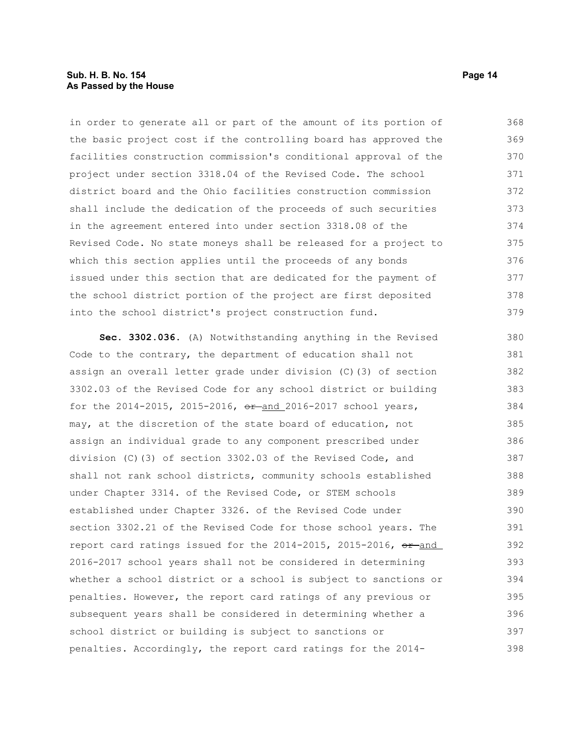in order to generate all or part of the amount of its portion of the basic project cost if the controlling board has approved the facilities construction commission's conditional approval of the project under section 3318.04 of the Revised Code. The school district board and the Ohio facilities construction commission shall include the dedication of the proceeds of such securities in the agreement entered into under section 3318.08 of the Revised Code. No state moneys shall be released for a project to which this section applies until the proceeds of any bonds issued under this section that are dedicated for the payment of the school district portion of the project are first deposited into the school district's project construction fund.

**Sec. 3302.036.** (A) Notwithstanding anything in the Revised Code to the contrary, the department of education shall not assign an overall letter grade under division (C)(3) of section 3302.03 of the Revised Code for any school district or building for the 2014-2015, 2015-2016, ~~or~~ and 2016-2017 school years, may, at the discretion of the state board of education, not assign an individual grade to any component prescribed under division (C)(3) of section 3302.03 of the Revised Code, and shall not rank school districts, community schools established under Chapter 3314. of the Revised Code, or STEM schools established under Chapter 3326. of the Revised Code under section 3302.21 of the Revised Code for those school years. The report card ratings issued for the 2014-2015, 2015-2016, ~~or~~ and 2016-2017 school years shall not be considered in determining whether a school district or a school is subject to sanctions or penalties. However, the report card ratings of any previous or subsequent years shall be considered in determining whether a school district or building is subject to sanctions or penalties. Accordingly, the report card ratings for the 2014-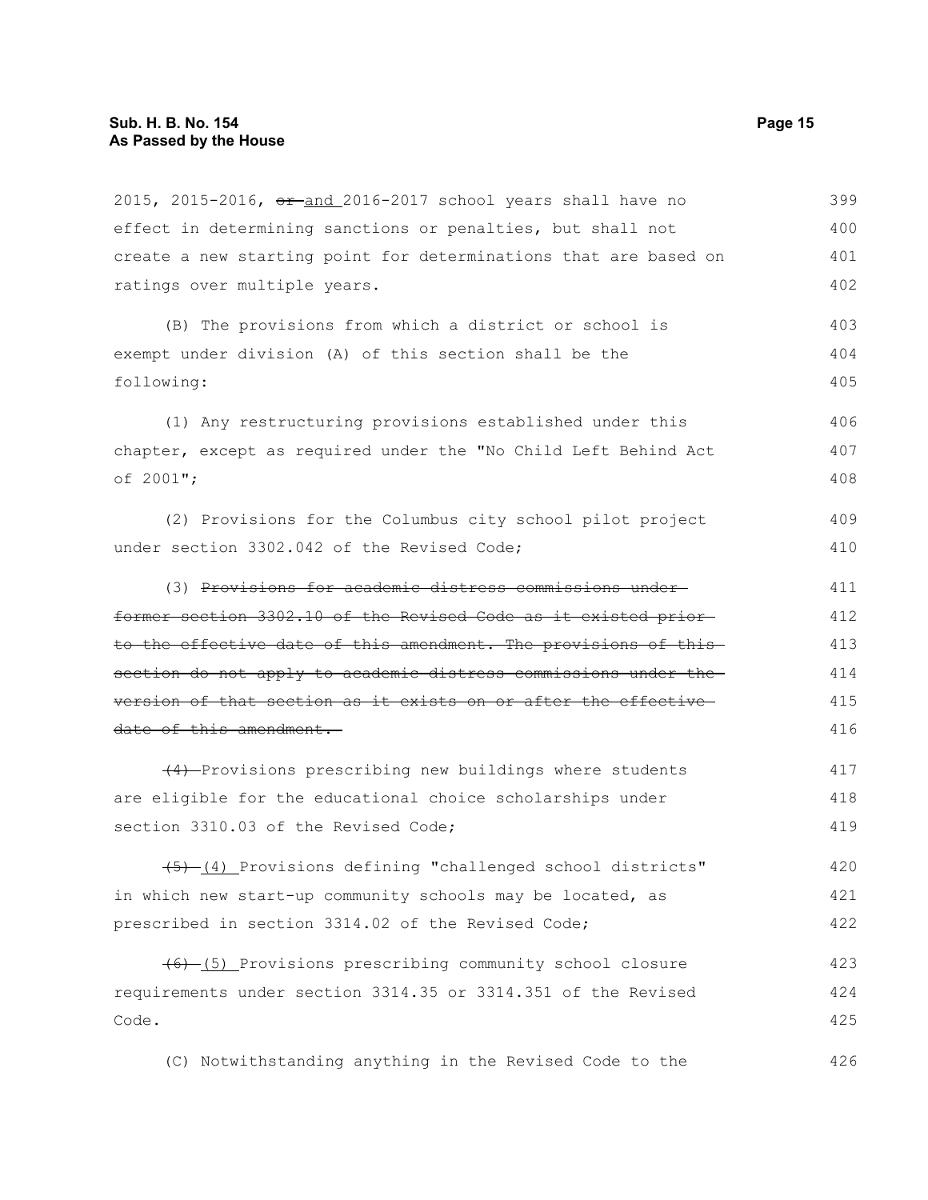2015, 2015-2016, ~~or~~ and 2016-2017 school years shall have no effect in determining sanctions or penalties, but shall not create a new starting point for determinations that are based on ratings over multiple years.

(B) The provisions from which a district or school is exempt under division (A) of this section shall be the following:

(1) Any restructuring provisions established under this chapter, except as required under the "No Child Left Behind Act of 2001";

(2) Provisions for the Columbus city school pilot project under section 3302.042 of the Revised Code;

(3) ~~Provisions for academic distress commissions under former section 3302.10 of the Revised Code as it existed prior to the effective date of this amendment. The provisions of this section do not apply to academic distress commissions under the version of that section as it exists on or after the effective date of this amendment.~~

~~(4)~~ Provisions prescribing new buildings where students are eligible for the educational choice scholarships under section 3310.03 of the Revised Code;

~~(5)~~ (4) Provisions defining "challenged school districts" in which new start-up community schools may be located, as prescribed in section 3314.02 of the Revised Code;

~~(6)~~ (5) Provisions prescribing community school closure requirements under section 3314.35 or 3314.351 of the Revised Code.

(C) Notwithstanding anything in the Revised Code to the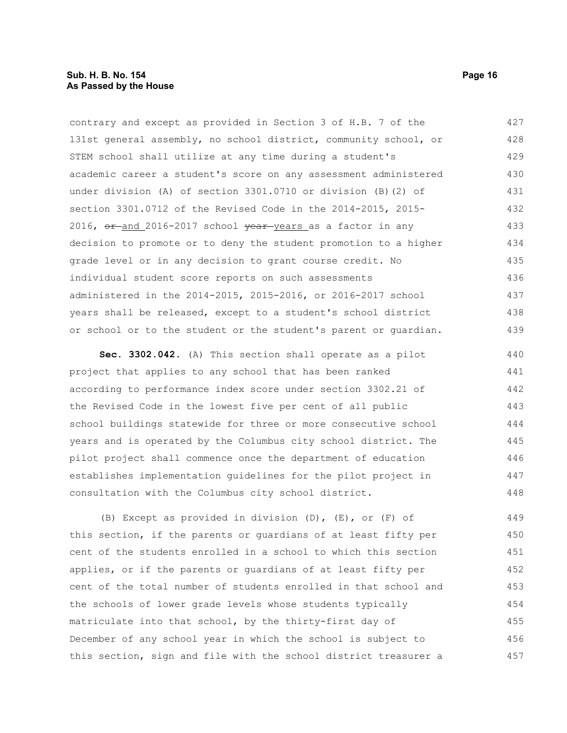contrary and except as provided in Section 3 of H.B. 7 of the 131st general assembly, no school district, community school, or STEM school shall utilize at any time during a student's academic career a student's score on any assessment administered under division (A) of section 3301.0710 or division (B)(2) of section 3301.0712 of the Revised Code in the 2014-2015, 2015-2016, ~~or~~ and 2016-2017 school ~~year~~ years as a factor in any decision to promote or to deny the student promotion to a higher grade level or in any decision to grant course credit. No individual student score reports on such assessments administered in the 2014-2015, 2015-2016, or 2016-2017 school years shall be released, except to a student's school district or school or to the student or the student's parent or guardian.

**Sec. 3302.042.** (A) This section shall operate as a pilot project that applies to any school that has been ranked according to performance index score under section 3302.21 of the Revised Code in the lowest five per cent of all public school buildings statewide for three or more consecutive school years and is operated by the Columbus city school district. The pilot project shall commence once the department of education establishes implementation guidelines for the pilot project in consultation with the Columbus city school district.

(B) Except as provided in division (D), (E), or (F) of this section, if the parents or guardians of at least fifty per cent of the students enrolled in a school to which this section applies, or if the parents or guardians of at least fifty per cent of the total number of students enrolled in that school and the schools of lower grade levels whose students typically matriculate into that school, by the thirty-first day of December of any school year in which the school is subject to this section, sign and file with the school district treasurer a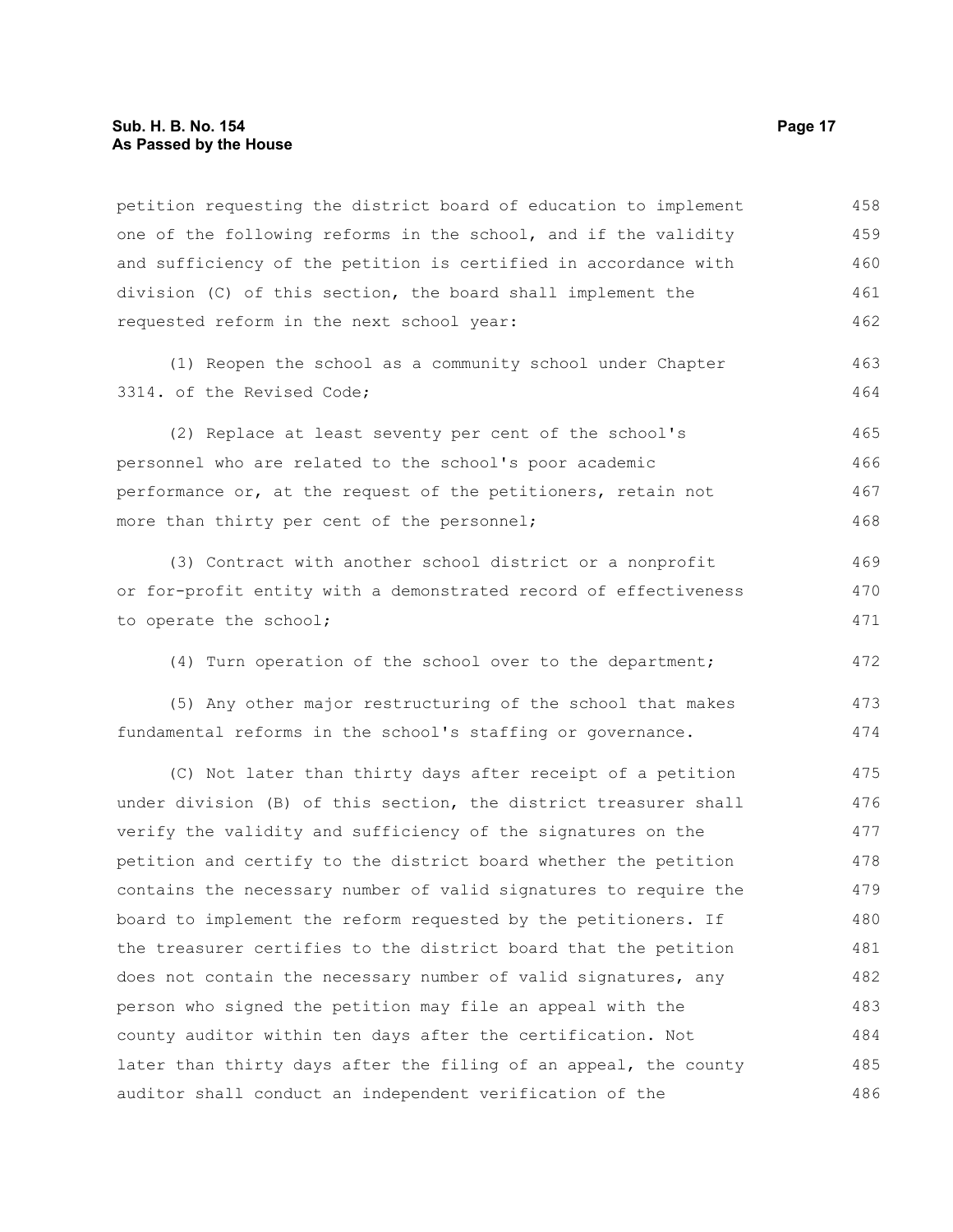petition requesting the district board of education to implement one of the following reforms in the school, and if the validity and sufficiency of the petition is certified in accordance with division (C) of this section, the board shall implement the requested reform in the next school year:

(1) Reopen the school as a community school under Chapter 3314. of the Revised Code;

(2) Replace at least seventy per cent of the school's personnel who are related to the school's poor academic performance or, at the request of the petitioners, retain not more than thirty per cent of the personnel;

(3) Contract with another school district or a nonprofit or for-profit entity with a demonstrated record of effectiveness to operate the school;

(4) Turn operation of the school over to the department;

(5) Any other major restructuring of the school that makes fundamental reforms in the school's staffing or governance.

(C) Not later than thirty days after receipt of a petition under division (B) of this section, the district treasurer shall verify the validity and sufficiency of the signatures on the petition and certify to the district board whether the petition contains the necessary number of valid signatures to require the board to implement the reform requested by the petitioners. If the treasurer certifies to the district board that the petition does not contain the necessary number of valid signatures, any person who signed the petition may file an appeal with the county auditor within ten days after the certification. Not later than thirty days after the filing of an appeal, the county auditor shall conduct an independent verification of the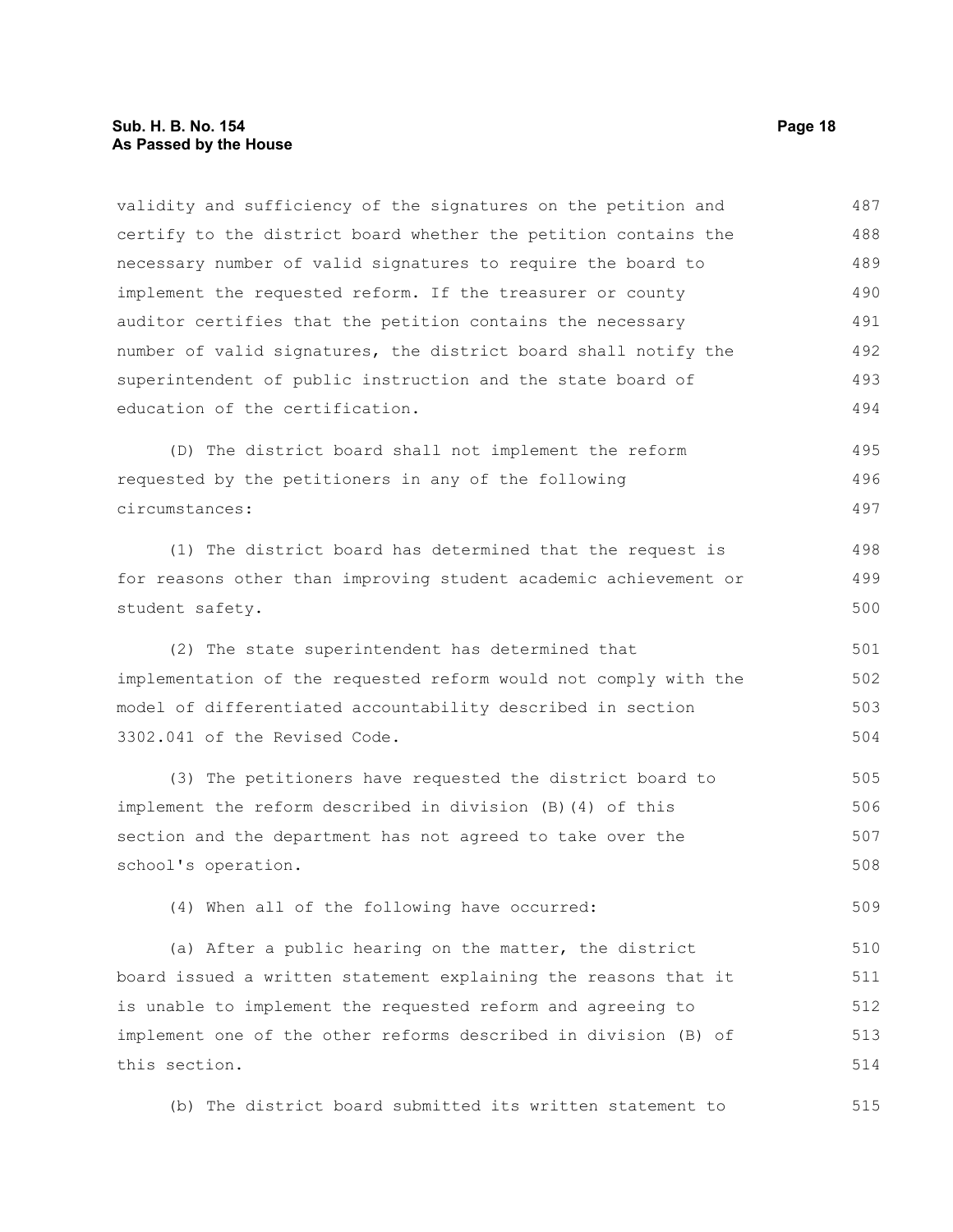validity and sufficiency of the signatures on the petition and certify to the district board whether the petition contains the necessary number of valid signatures to require the board to implement the requested reform. If the treasurer or county auditor certifies that the petition contains the necessary number of valid signatures, the district board shall notify the superintendent of public instruction and the state board of education of the certification.

(D) The district board shall not implement the reform requested by the petitioners in any of the following circumstances:

(1) The district board has determined that the request is for reasons other than improving student academic achievement or student safety.

(2) The state superintendent has determined that implementation of the requested reform would not comply with the model of differentiated accountability described in section 3302.041 of the Revised Code.

(3) The petitioners have requested the district board to implement the reform described in division (B)(4) of this section and the department has not agreed to take over the school's operation.

(4) When all of the following have occurred:

(a) After a public hearing on the matter, the district board issued a written statement explaining the reasons that it is unable to implement the requested reform and agreeing to implement one of the other reforms described in division (B) of this section.

(b) The district board submitted its written statement to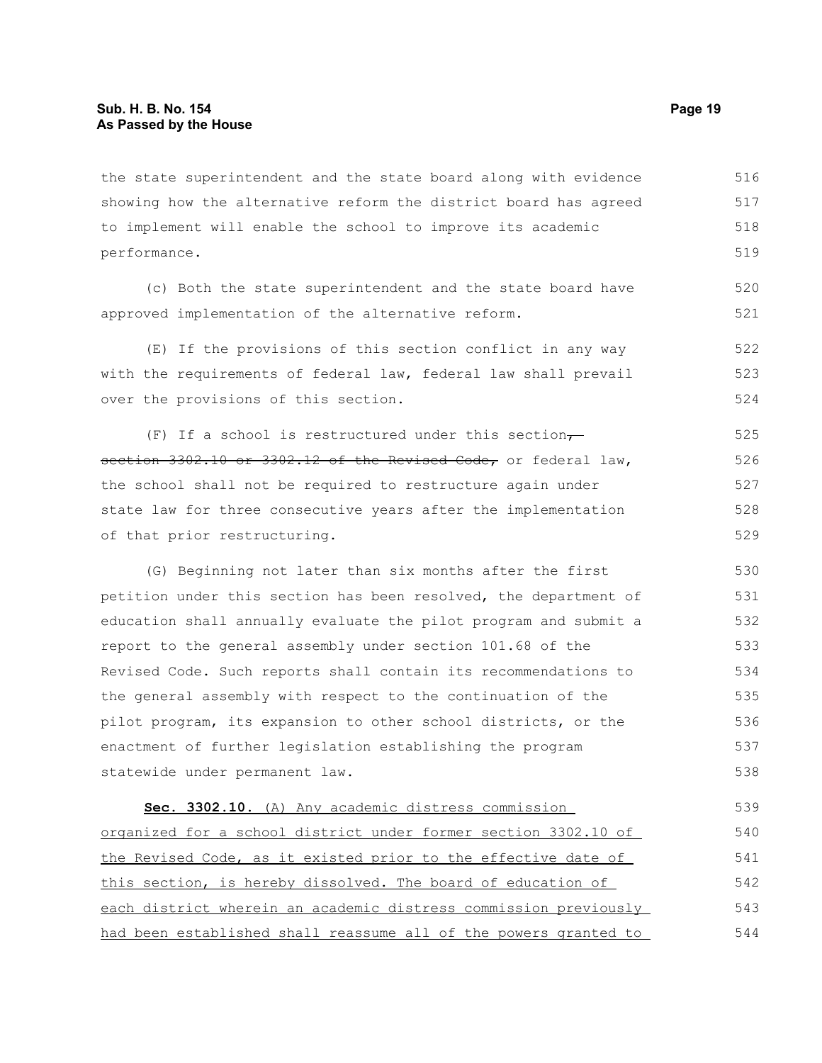the state superintendent and the state board along with evidence showing how the alternative reform the district board has agreed to implement will enable the school to improve its academic performance.

(c) Both the state superintendent and the state board have approved implementation of the alternative reform.

(E) If the provisions of this section conflict in any way with the requirements of federal law, federal law shall prevail over the provisions of this section.

(F) If a school is restructured under this section, ~~section 3302.10 or 3302.12 of the Revised Code,~~ or federal law, the school shall not be required to restructure again under state law for three consecutive years after the implementation of that prior restructuring.

(G) Beginning not later than six months after the first petition under this section has been resolved, the department of education shall annually evaluate the pilot program and submit a report to the general assembly under section 101.68 of the Revised Code. Such reports shall contain its recommendations to the general assembly with respect to the continuation of the pilot program, its expansion to other school districts, or the enactment of further legislation establishing the program statewide under permanent law.

<u>**Sec. 3302.10.** (A) Any academic distress commission organized for a school district under former section 3302.10 of the Revised Code, as it existed prior to the effective date of this section, is hereby dissolved. The board of education of each district wherein an academic distress commission previously had been established shall reassume all of the powers granted to</u>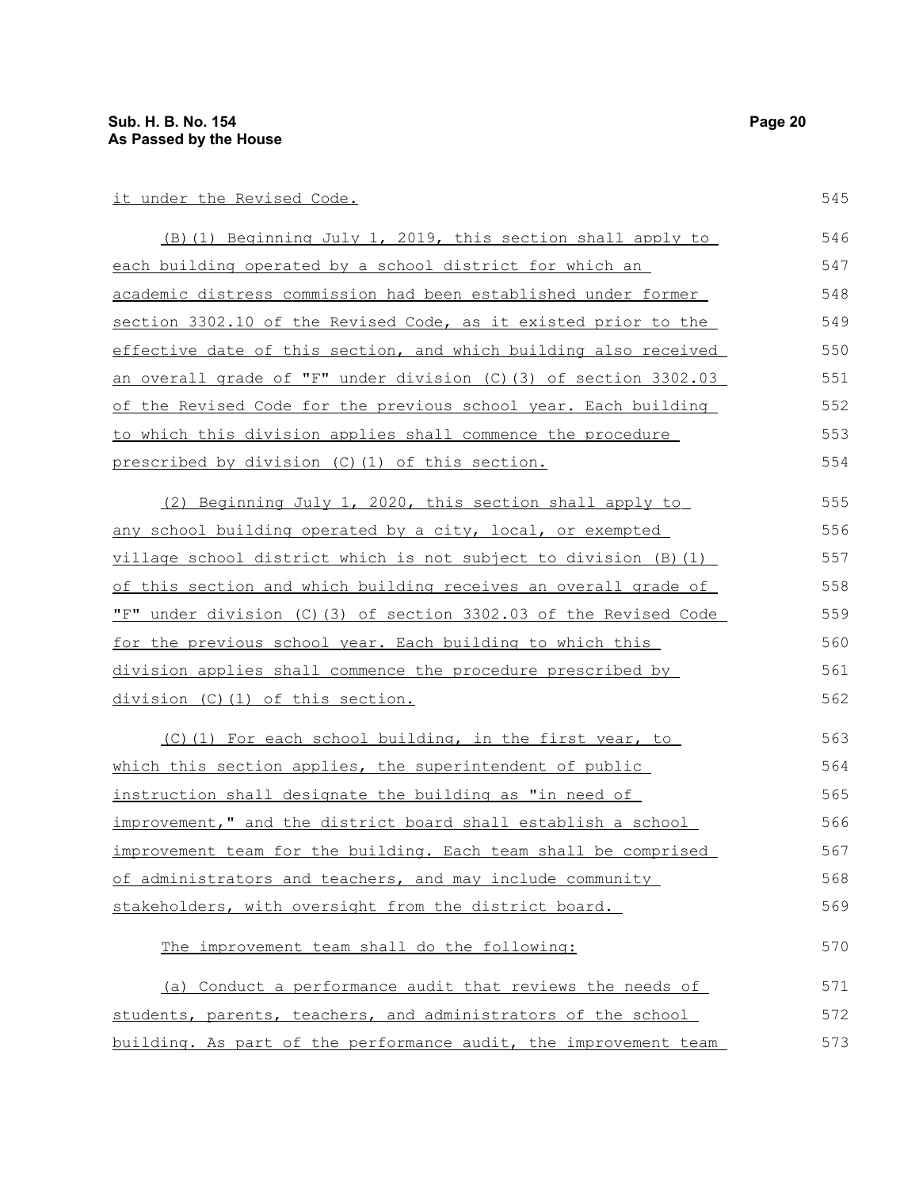it under the Revised Code.

(B)(1) Beginning July 1, 2019, this section shall apply to each building operated by a school district for which an academic distress commission had been established under former section 3302.10 of the Revised Code, as it existed prior to the effective date of this section, and which building also received an overall grade of "F" under division (C)(3) of section 3302.03 of the Revised Code for the previous school year. Each building to which this division applies shall commence the procedure prescribed by division (C)(1) of this section.

(2) Beginning July 1, 2020, this section shall apply to any school building operated by a city, local, or exempted village school district which is not subject to division (B)(1) of this section and which building receives an overall grade of "F" under division (C)(3) of section 3302.03 of the Revised Code for the previous school year. Each building to which this division applies shall commence the procedure prescribed by division (C)(1) of this section.

(C)(1) For each school building, in the first year, to which this section applies, the superintendent of public instruction shall designate the building as "in need of improvement," and the district board shall establish a school improvement team for the building. Each team shall be comprised of administrators and teachers, and may include community stakeholders, with oversight from the district board.

The improvement team shall do the following:

(a) Conduct a performance audit that reviews the needs of students, parents, teachers, and administrators of the school building. As part of the performance audit, the improvement team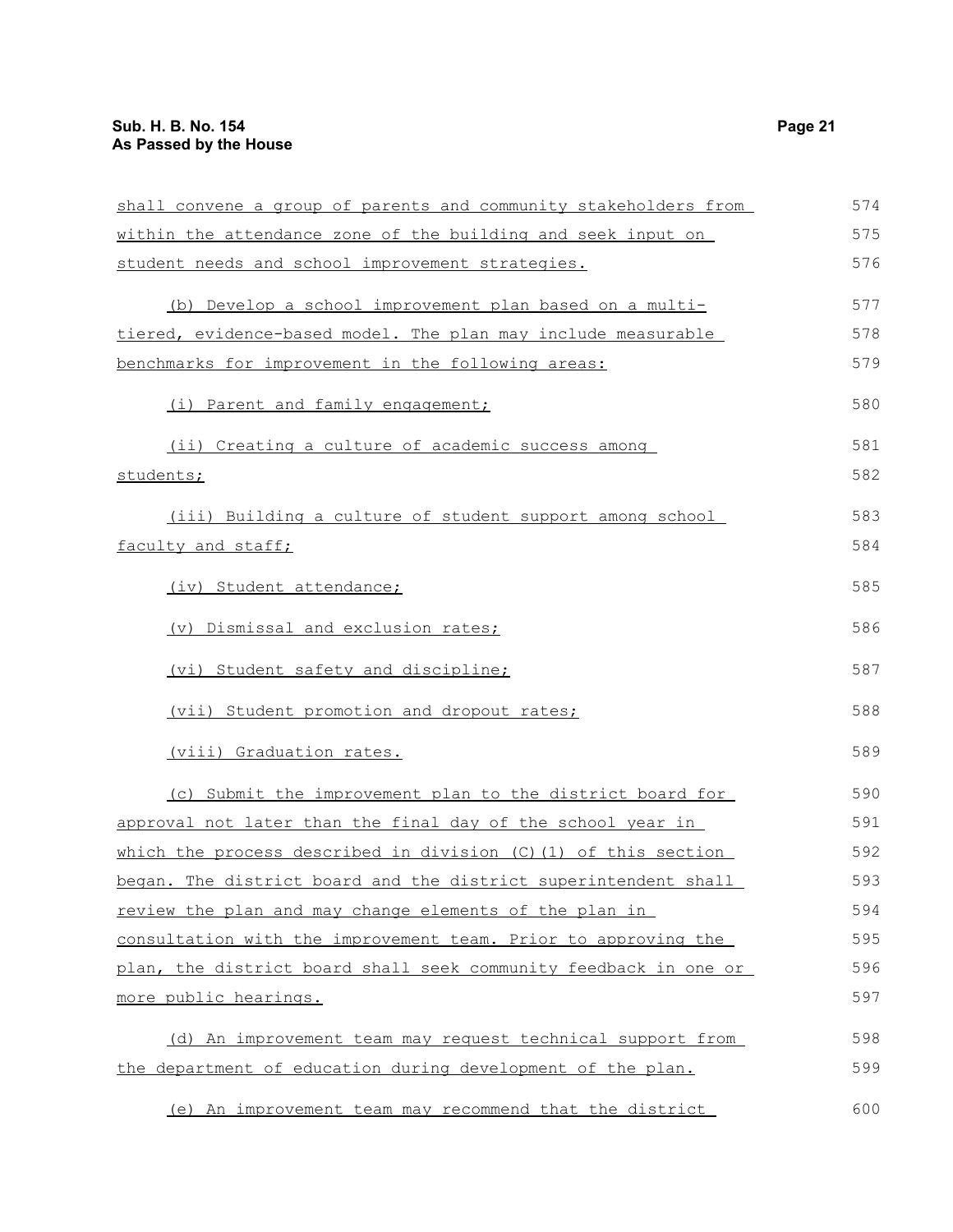shall convene a group of parents and community stakeholders from within the attendance zone of the building and seek input on student needs and school improvement strategies.

(b) Develop a school improvement plan based on a multi-tiered, evidence-based model. The plan may include measurable benchmarks for improvement in the following areas:

(i) Parent and family engagement;

(ii) Creating a culture of academic success among students;

(iii) Building a culture of student support among school faculty and staff;

(iv) Student attendance;

(v) Dismissal and exclusion rates;

(vi) Student safety and discipline;

(vii) Student promotion and dropout rates;

(viii) Graduation rates.

(c) Submit the improvement plan to the district board for approval not later than the final day of the school year in which the process described in division (C)(1) of this section began. The district board and the district superintendent shall review the plan and may change elements of the plan in consultation with the improvement team. Prior to approving the plan, the district board shall seek community feedback in one or more public hearings.

(d) An improvement team may request technical support from the department of education during development of the plan.

(e) An improvement team may recommend that the district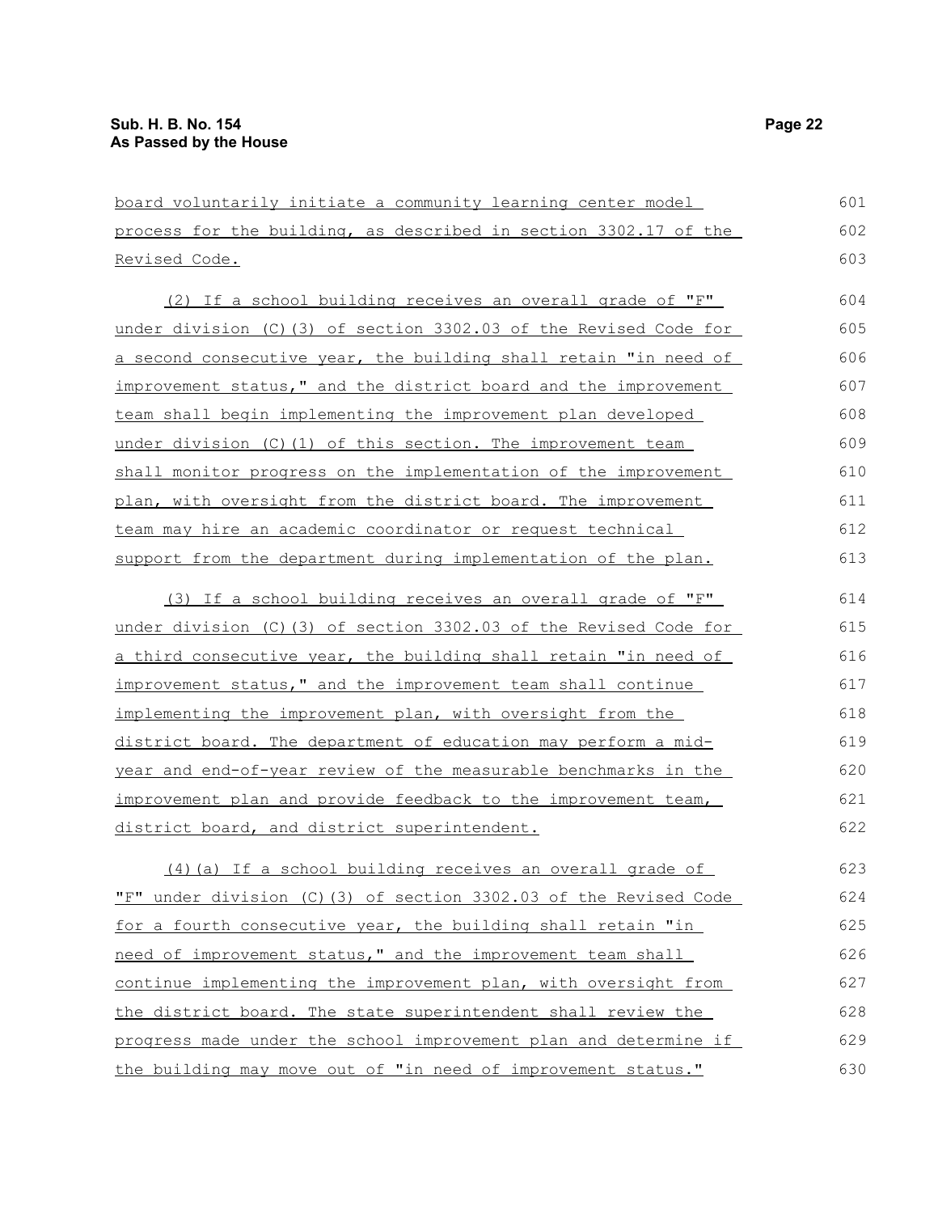board voluntarily initiate a community learning center model process for the building, as described in section 3302.17 of the Revised Code.

(2) If a school building receives an overall grade of "F" under division (C)(3) of section 3302.03 of the Revised Code for a second consecutive year, the building shall retain "in need of improvement status," and the district board and the improvement team shall begin implementing the improvement plan developed under division (C)(1) of this section. The improvement team shall monitor progress on the implementation of the improvement plan, with oversight from the district board. The improvement team may hire an academic coordinator or request technical support from the department during implementation of the plan.

(3) If a school building receives an overall grade of "F" under division (C)(3) of section 3302.03 of the Revised Code for a third consecutive year, the building shall retain "in need of improvement status," and the improvement team shall continue implementing the improvement plan, with oversight from the district board. The department of education may perform a mid-year and end-of-year review of the measurable benchmarks in the improvement plan and provide feedback to the improvement team, district board, and district superintendent.

(4)(a) If a school building receives an overall grade of "F" under division (C)(3) of section 3302.03 of the Revised Code for a fourth consecutive year, the building shall retain "in need of improvement status," and the improvement team shall continue implementing the improvement plan, with oversight from the district board. The state superintendent shall review the progress made under the school improvement plan and determine if the building may move out of "in need of improvement status."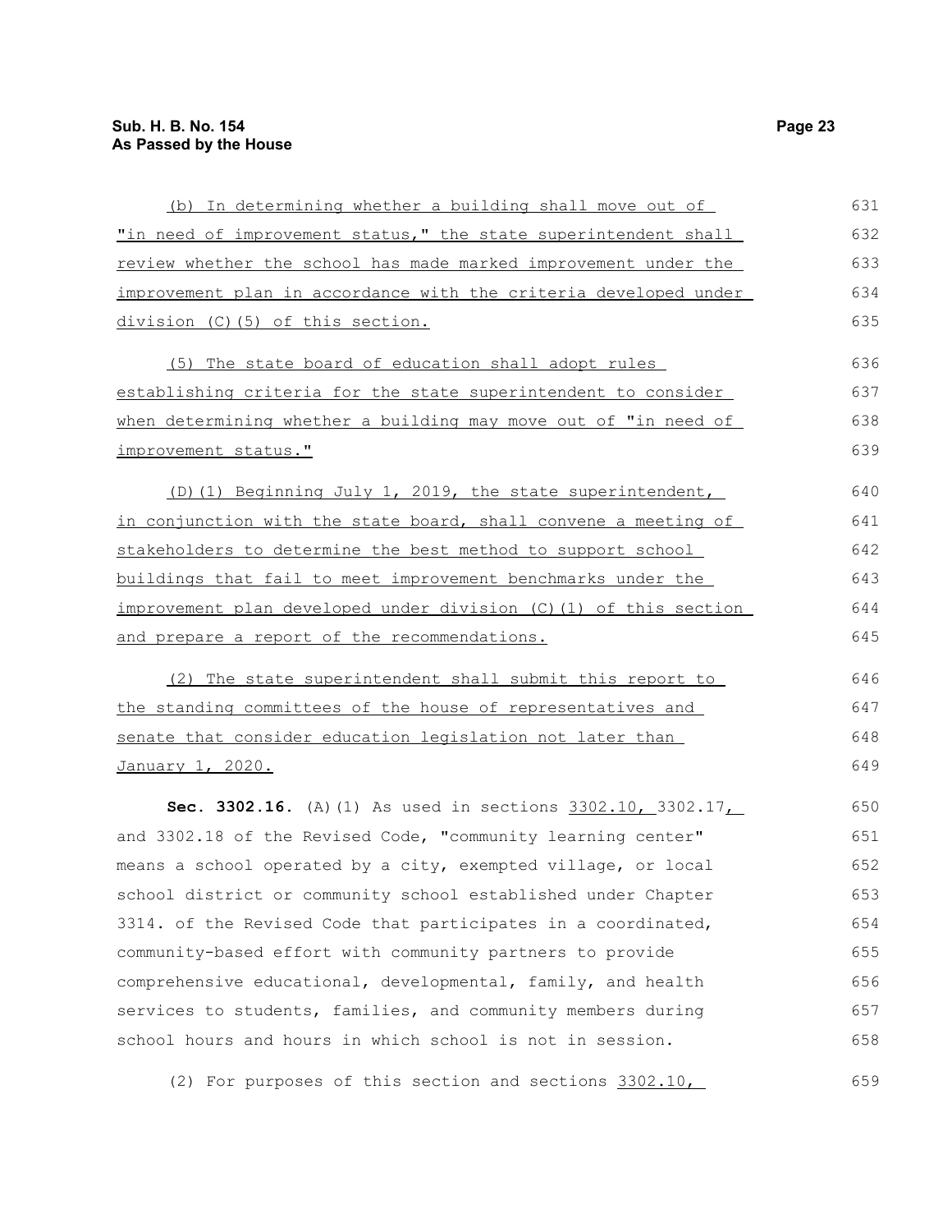(b) In determining whether a building shall move out of "in need of improvement status," the state superintendent shall review whether the school has made marked improvement under the improvement plan in accordance with the criteria developed under division (C)(5) of this section.

(5) The state board of education shall adopt rules establishing criteria for the state superintendent to consider when determining whether a building may move out of "in need of improvement status."

(D)(1) Beginning July 1, 2019, the state superintendent, in conjunction with the state board, shall convene a meeting of stakeholders to determine the best method to support school buildings that fail to meet improvement benchmarks under the improvement plan developed under division (C)(1) of this section and prepare a report of the recommendations.

(2) The state superintendent shall submit this report to the standing committees of the house of representatives and senate that consider education legislation not later than January 1, 2020.

**Sec. 3302.16.** (A)(1) As used in sections 3302.10, 3302.17, and 3302.18 of the Revised Code, "community learning center" means a school operated by a city, exempted village, or local school district or community school established under Chapter 3314. of the Revised Code that participates in a coordinated, community-based effort with community partners to provide comprehensive educational, developmental, family, and health services to students, families, and community members during school hours and hours in which school is not in session.

(2) For purposes of this section and sections 3302.10,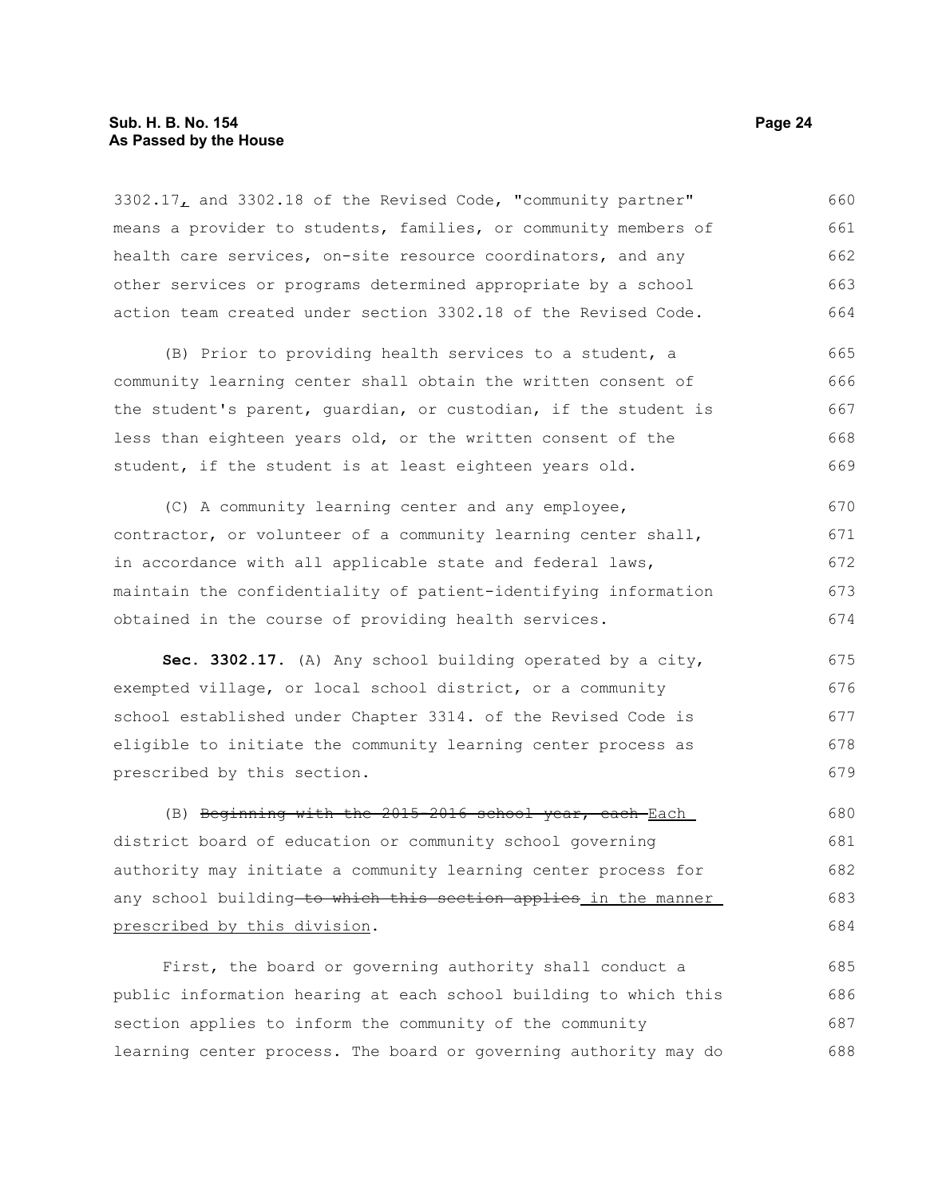3302.17, and 3302.18 of the Revised Code, "community partner" means a provider to students, families, or community members of health care services, on-site resource coordinators, and any other services or programs determined appropriate by a school action team created under section 3302.18 of the Revised Code.

(B) Prior to providing health services to a student, a community learning center shall obtain the written consent of the student's parent, guardian, or custodian, if the student is less than eighteen years old, or the written consent of the student, if the student is at least eighteen years old.

(C) A community learning center and any employee, contractor, or volunteer of a community learning center shall, in accordance with all applicable state and federal laws, maintain the confidentiality of patient-identifying information obtained in the course of providing health services.

**Sec. 3302.17.** (A) Any school building operated by a city, exempted village, or local school district, or a community school established under Chapter 3314. of the Revised Code is eligible to initiate the community learning center process as prescribed by this section.

(B) ~~Beginning with the 2015-2016 school year, each~~ Each district board of education or community school governing authority may initiate a community learning center process for any school building ~~to which this section applies~~ in the manner prescribed by this division.

First, the board or governing authority shall conduct a public information hearing at each school building to which this section applies to inform the community of the community learning center process. The board or governing authority may do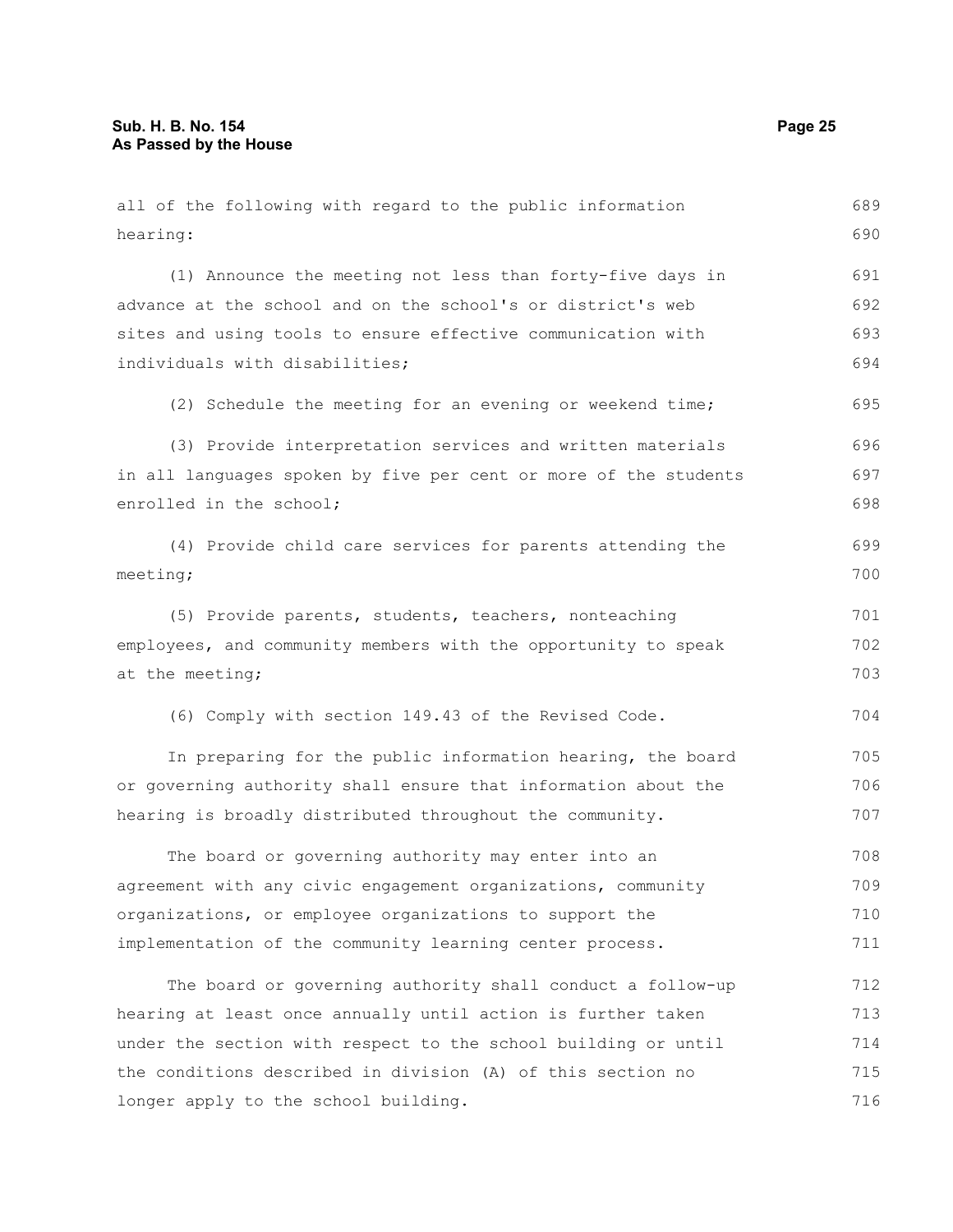all of the following with regard to the public information hearing:

(1) Announce the meeting not less than forty-five days in advance at the school and on the school's or district's web sites and using tools to ensure effective communication with individuals with disabilities;

(2) Schedule the meeting for an evening or weekend time;

(3) Provide interpretation services and written materials in all languages spoken by five per cent or more of the students enrolled in the school;

(4) Provide child care services for parents attending the meeting;

(5) Provide parents, students, teachers, nonteaching employees, and community members with the opportunity to speak at the meeting;

(6) Comply with section 149.43 of the Revised Code.

In preparing for the public information hearing, the board or governing authority shall ensure that information about the hearing is broadly distributed throughout the community.

The board or governing authority may enter into an agreement with any civic engagement organizations, community organizations, or employee organizations to support the implementation of the community learning center process.

The board or governing authority shall conduct a follow-up hearing at least once annually until action is further taken under the section with respect to the school building or until the conditions described in division (A) of this section no longer apply to the school building.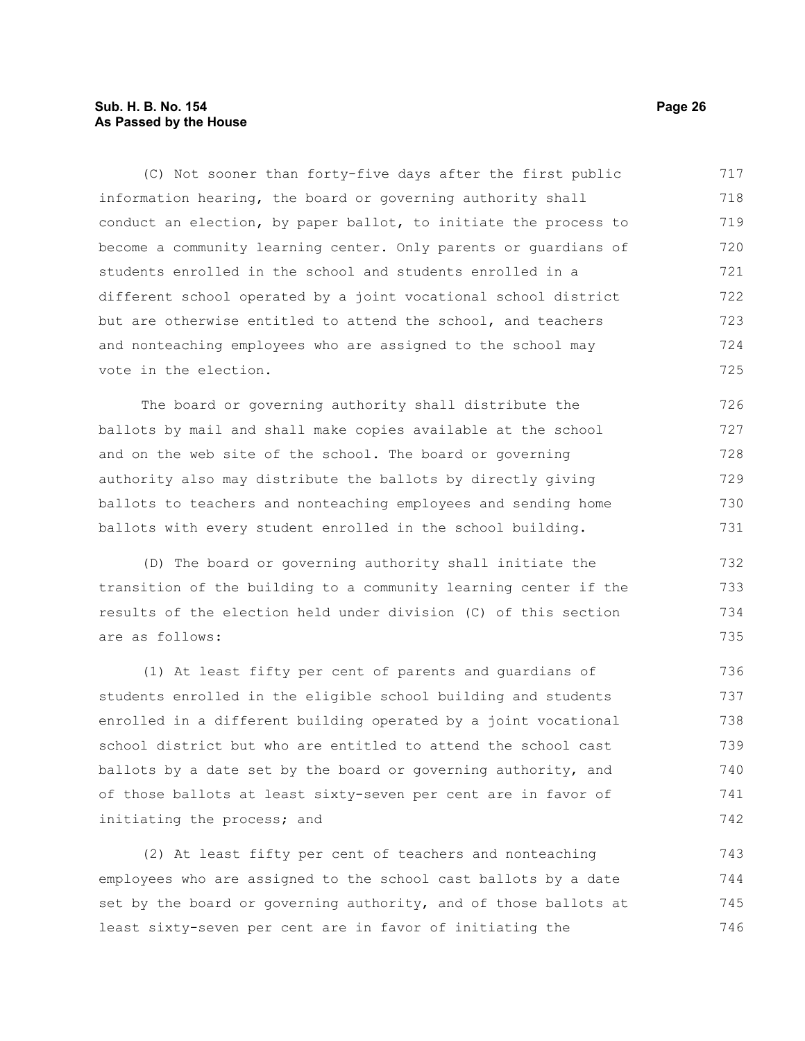(C) Not sooner than forty-five days after the first public information hearing, the board or governing authority shall conduct an election, by paper ballot, to initiate the process to become a community learning center. Only parents or guardians of students enrolled in the school and students enrolled in a different school operated by a joint vocational school district but are otherwise entitled to attend the school, and teachers and nonteaching employees who are assigned to the school may vote in the election.

The board or governing authority shall distribute the ballots by mail and shall make copies available at the school and on the web site of the school. The board or governing authority also may distribute the ballots by directly giving ballots to teachers and nonteaching employees and sending home ballots with every student enrolled in the school building.

(D) The board or governing authority shall initiate the transition of the building to a community learning center if the results of the election held under division (C) of this section are as follows:

(1) At least fifty per cent of parents and guardians of students enrolled in the eligible school building and students enrolled in a different building operated by a joint vocational school district but who are entitled to attend the school cast ballots by a date set by the board or governing authority, and of those ballots at least sixty-seven per cent are in favor of initiating the process; and

(2) At least fifty per cent of teachers and nonteaching employees who are assigned to the school cast ballots by a date set by the board or governing authority, and of those ballots at least sixty-seven per cent are in favor of initiating the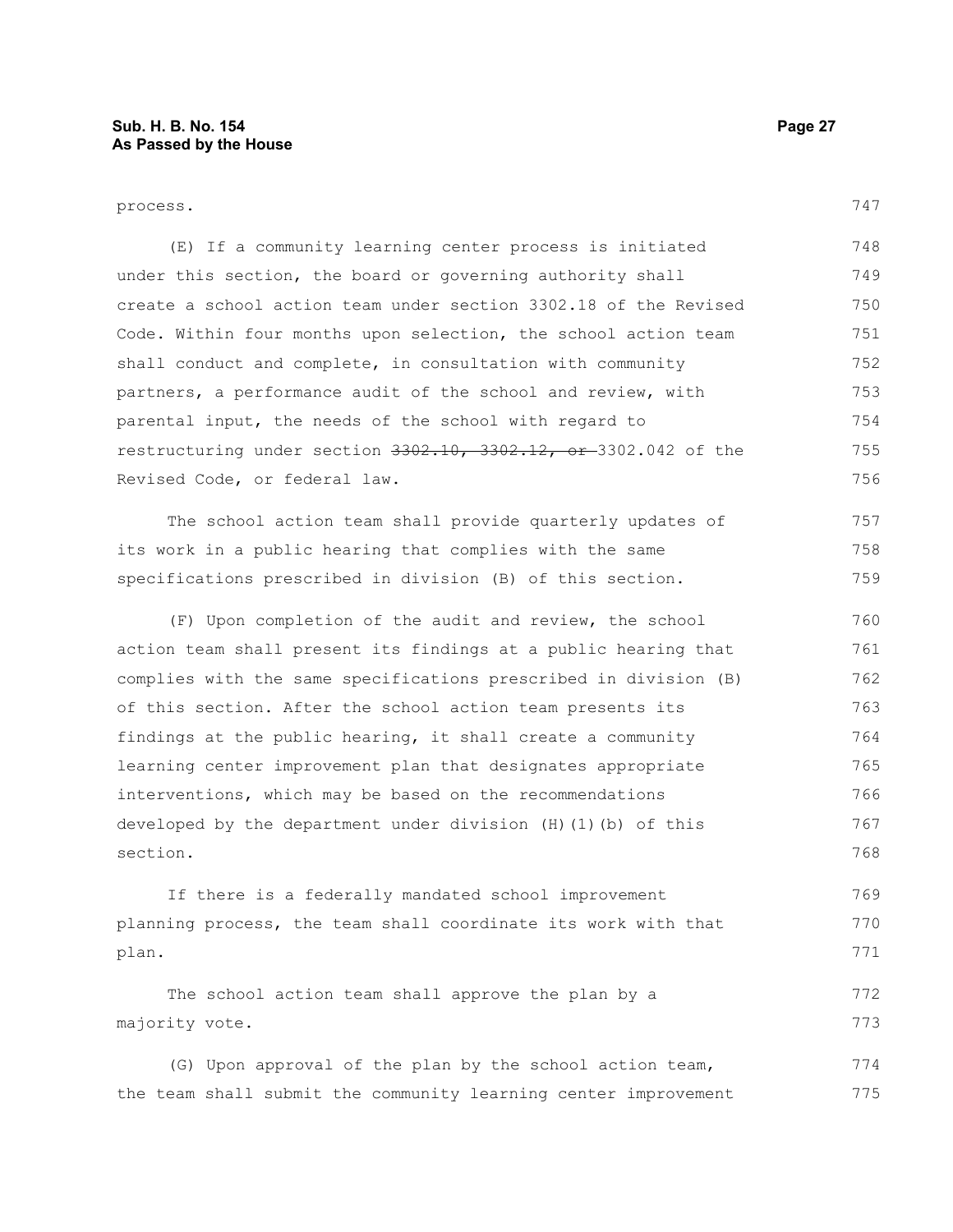process.

(E) If a community learning center process is initiated under this section, the board or governing authority shall create a school action team under section 3302.18 of the Revised Code. Within four months upon selection, the school action team shall conduct and complete, in consultation with community partners, a performance audit of the school and review, with parental input, the needs of the school with regard to restructuring under section ~~3302.10, 3302.12, or~~ 3302.042 of the Revised Code, or federal law.

The school action team shall provide quarterly updates of its work in a public hearing that complies with the same specifications prescribed in division (B) of this section.

(F) Upon completion of the audit and review, the school action team shall present its findings at a public hearing that complies with the same specifications prescribed in division (B) of this section. After the school action team presents its findings at the public hearing, it shall create a community learning center improvement plan that designates appropriate interventions, which may be based on the recommendations developed by the department under division (H)(1)(b) of this section.

If there is a federally mandated school improvement planning process, the team shall coordinate its work with that plan.

The school action team shall approve the plan by a majority vote.

(G) Upon approval of the plan by the school action team, the team shall submit the community learning center improvement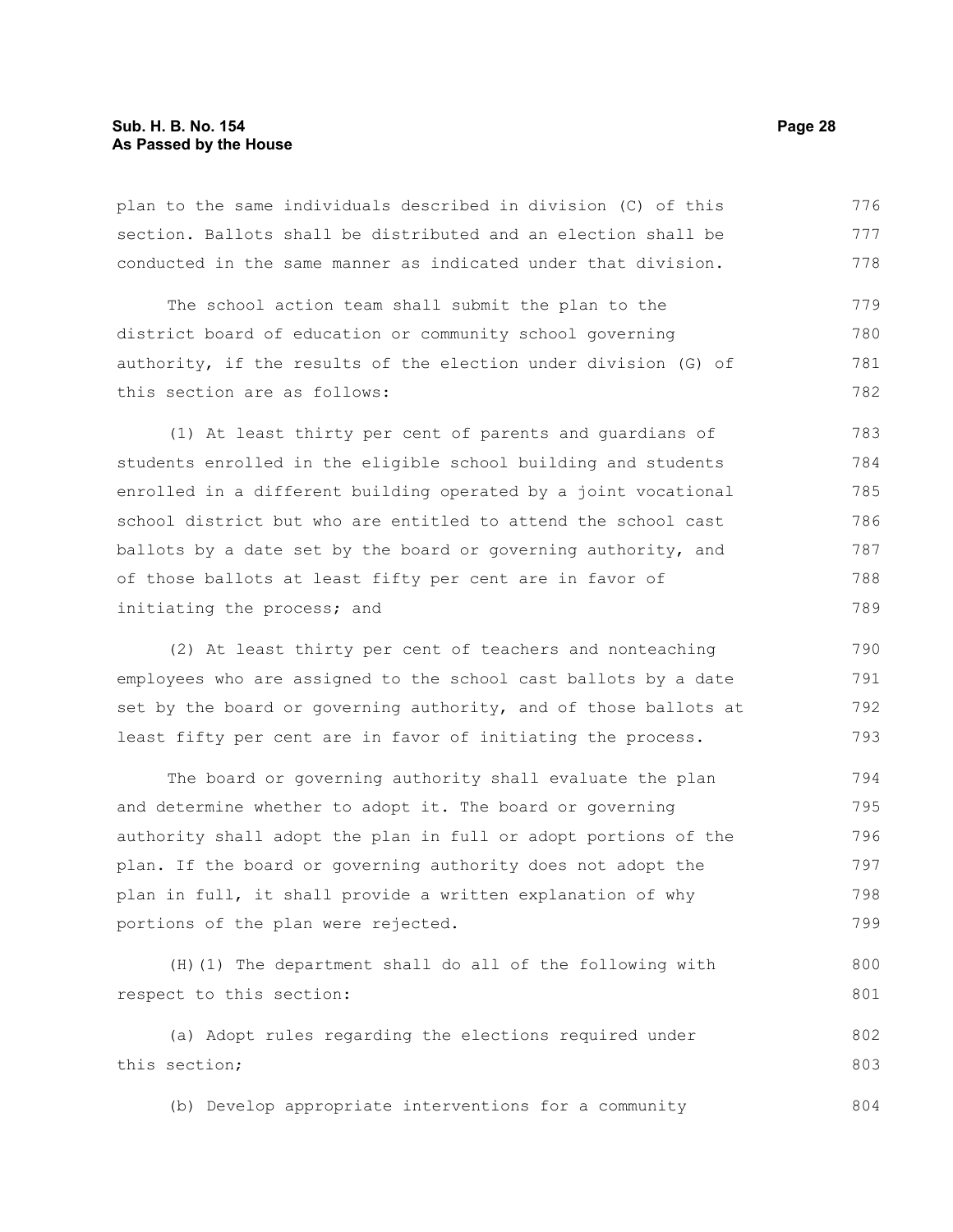plan to the same individuals described in division (C) of this section. Ballots shall be distributed and an election shall be conducted in the same manner as indicated under that division.

The school action team shall submit the plan to the district board of education or community school governing authority, if the results of the election under division (G) of this section are as follows:

(1) At least thirty per cent of parents and guardians of students enrolled in the eligible school building and students enrolled in a different building operated by a joint vocational school district but who are entitled to attend the school cast ballots by a date set by the board or governing authority, and of those ballots at least fifty per cent are in favor of initiating the process; and

(2) At least thirty per cent of teachers and nonteaching employees who are assigned to the school cast ballots by a date set by the board or governing authority, and of those ballots at least fifty per cent are in favor of initiating the process.

The board or governing authority shall evaluate the plan and determine whether to adopt it. The board or governing authority shall adopt the plan in full or adopt portions of the plan. If the board or governing authority does not adopt the plan in full, it shall provide a written explanation of why portions of the plan were rejected.

(H)(1) The department shall do all of the following with respect to this section:

(a) Adopt rules regarding the elections required under this section;

(b) Develop appropriate interventions for a community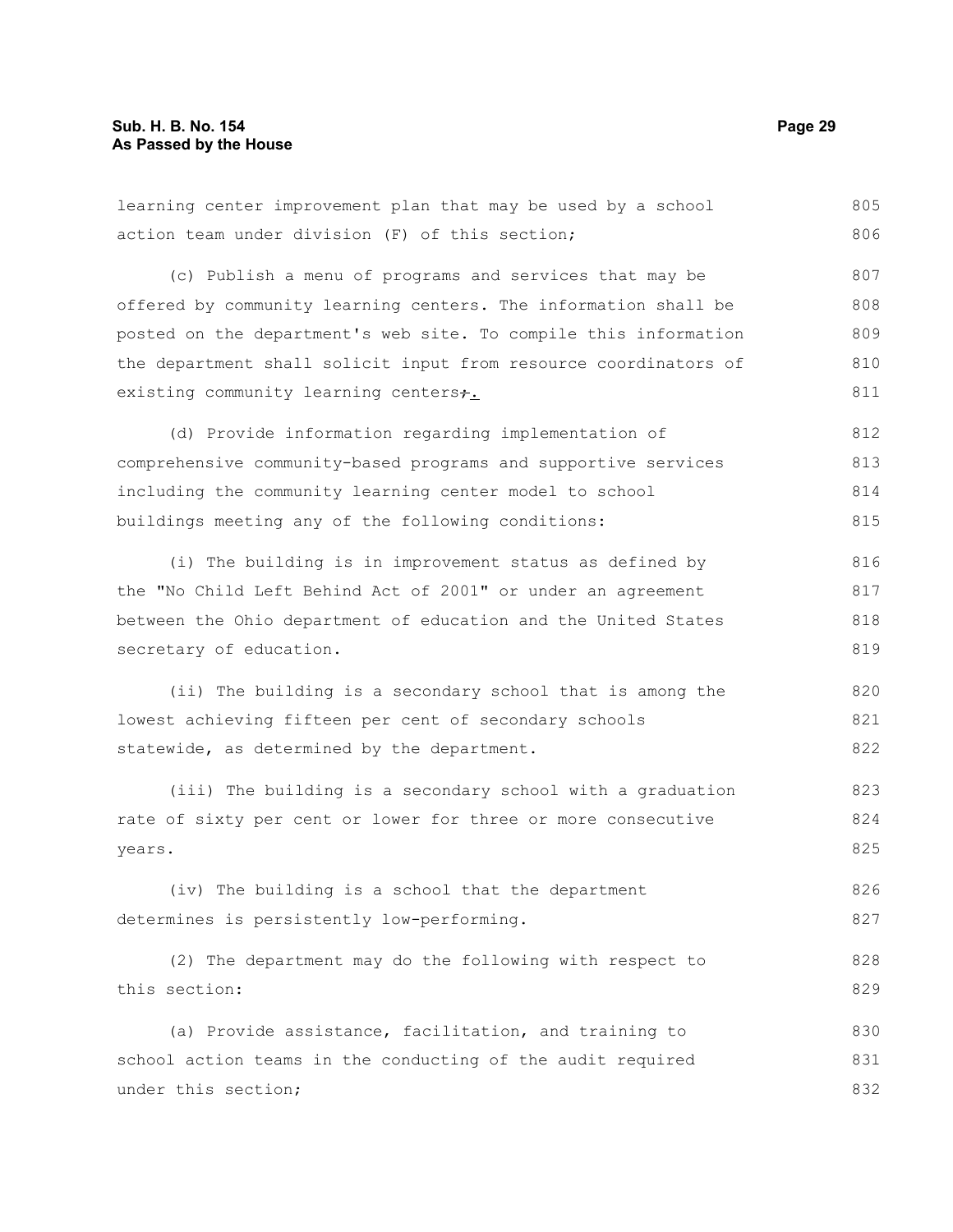learning center improvement plan that may be used by a school action team under division (F) of this section;

(c) Publish a menu of programs and services that may be offered by community learning centers. The information shall be posted on the department's web site. To compile this information the department shall solicit input from resource coordinators of existing community learning centers;.

(d) Provide information regarding implementation of comprehensive community-based programs and supportive services including the community learning center model to school buildings meeting any of the following conditions:

(i) The building is in improvement status as defined by the "No Child Left Behind Act of 2001" or under an agreement between the Ohio department of education and the United States secretary of education.

(ii) The building is a secondary school that is among the lowest achieving fifteen per cent of secondary schools statewide, as determined by the department.

(iii) The building is a secondary school with a graduation rate of sixty per cent or lower for three or more consecutive years.

(iv) The building is a school that the department determines is persistently low-performing.

(2) The department may do the following with respect to this section:

(a) Provide assistance, facilitation, and training to school action teams in the conducting of the audit required under this section;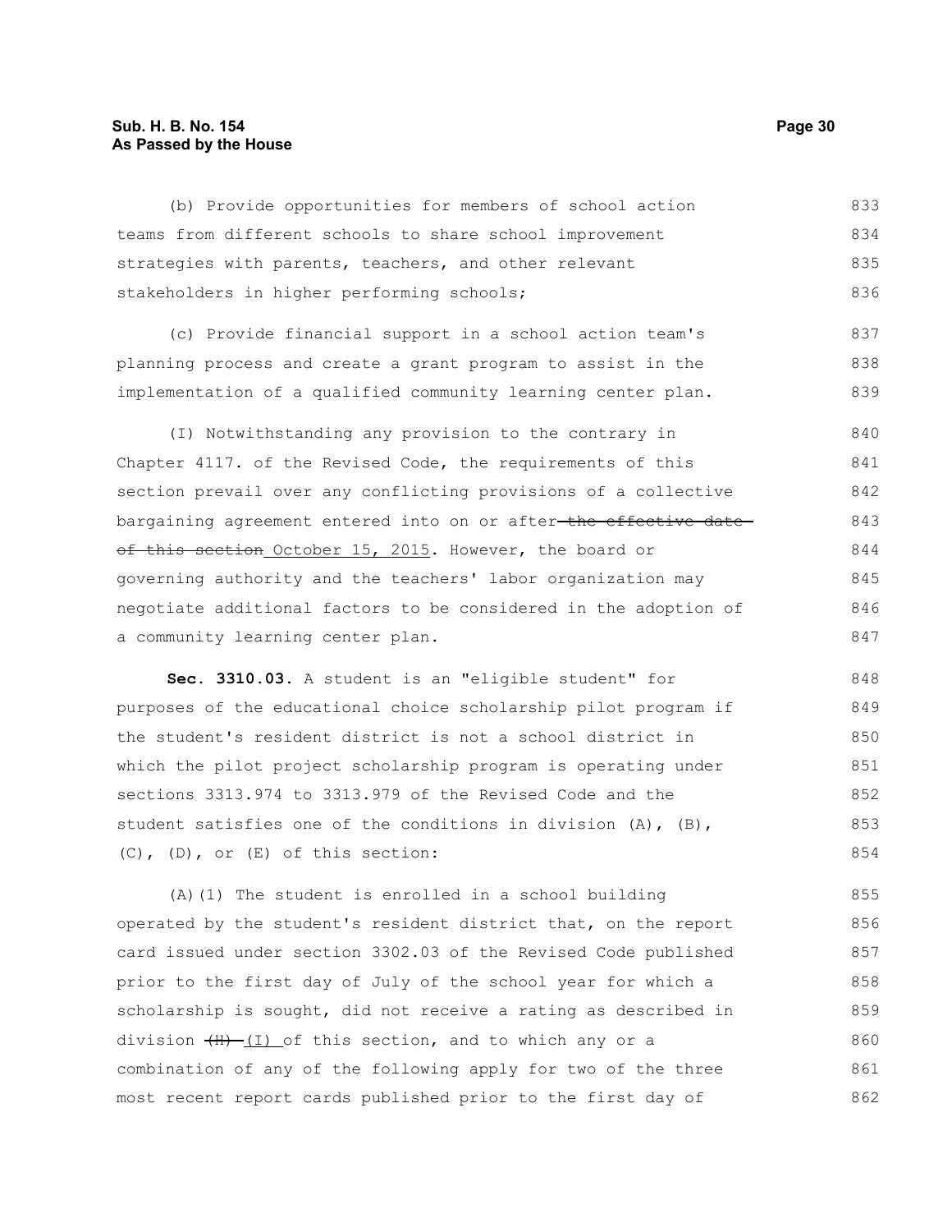(b) Provide opportunities for members of school action teams from different schools to share school improvement strategies with parents, teachers, and other relevant stakeholders in higher performing schools;

(c) Provide financial support in a school action team's planning process and create a grant program to assist in the implementation of a qualified community learning center plan.

(I) Notwithstanding any provision to the contrary in Chapter 4117. of the Revised Code, the requirements of this section prevail over any conflicting provisions of a collective bargaining agreement entered into on or after ~~the effective date of this section~~ October 15, 2015. However, the board or governing authority and the teachers' labor organization may negotiate additional factors to be considered in the adoption of a community learning center plan.

**Sec. 3310.03.** A student is an "eligible student" for purposes of the educational choice scholarship pilot program if the student's resident district is not a school district in which the pilot project scholarship program is operating under sections 3313.974 to 3313.979 of the Revised Code and the student satisfies one of the conditions in division (A), (B), (C), (D), or (E) of this section:

(A)(1) The student is enrolled in a school building operated by the student's resident district that, on the report card issued under section 3302.03 of the Revised Code published prior to the first day of July of the school year for which a scholarship is sought, did not receive a rating as described in division ~~(H)~~ (I) of this section, and to which any or a combination of any of the following apply for two of the three most recent report cards published prior to the first day of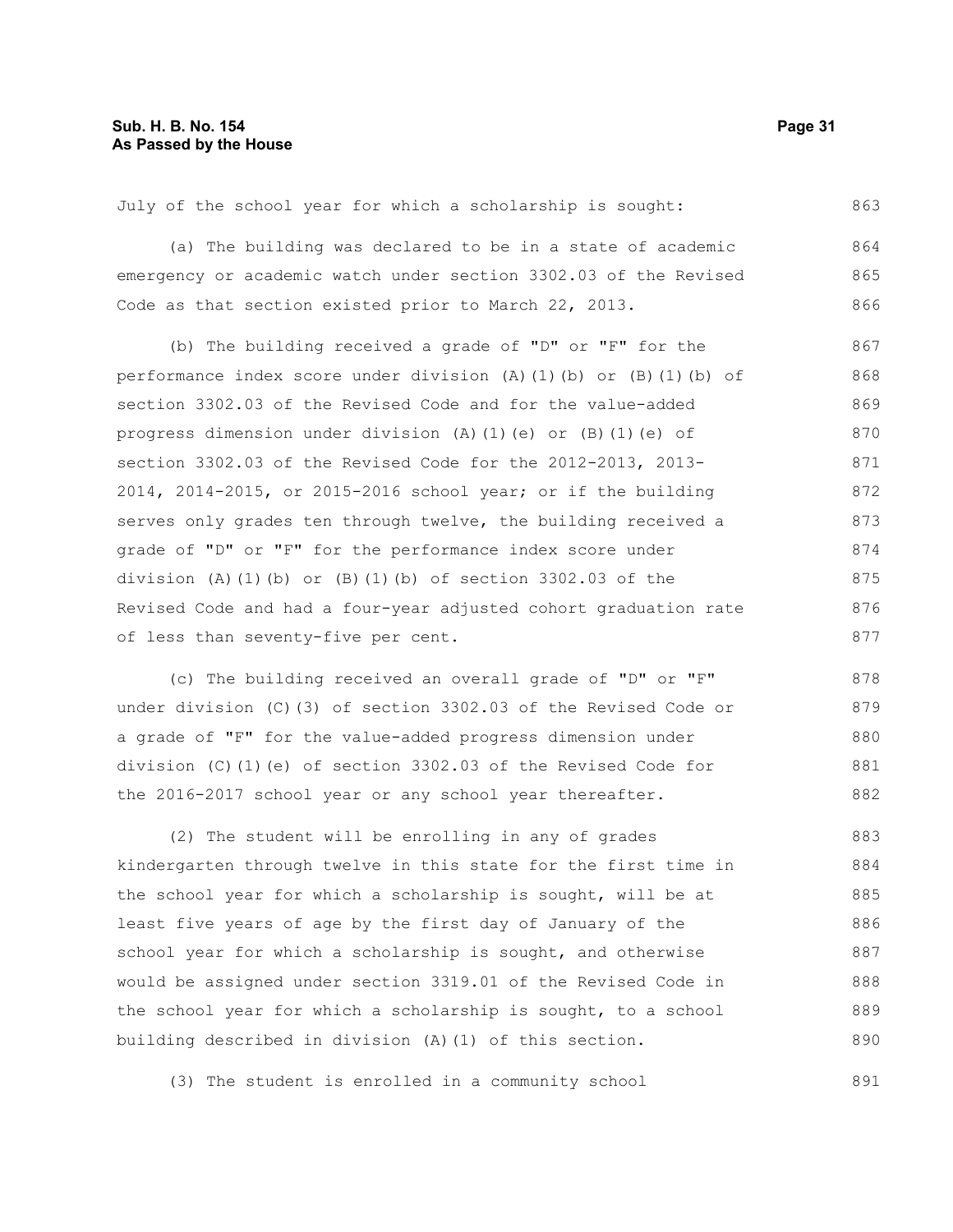July of the school year for which a scholarship is sought:

(a) The building was declared to be in a state of academic emergency or academic watch under section 3302.03 of the Revised Code as that section existed prior to March 22, 2013.

(b) The building received a grade of "D" or "F" for the performance index score under division (A)(1)(b) or (B)(1)(b) of section 3302.03 of the Revised Code and for the value-added progress dimension under division (A)(1)(e) or (B)(1)(e) of section 3302.03 of the Revised Code for the 2012-2013, 2013-2014, 2014-2015, or 2015-2016 school year; or if the building serves only grades ten through twelve, the building received a grade of "D" or "F" for the performance index score under division (A)(1)(b) or (B)(1)(b) of section 3302.03 of the Revised Code and had a four-year adjusted cohort graduation rate of less than seventy-five per cent.

(c) The building received an overall grade of "D" or "F" under division (C)(3) of section 3302.03 of the Revised Code or a grade of "F" for the value-added progress dimension under division (C)(1)(e) of section 3302.03 of the Revised Code for the 2016-2017 school year or any school year thereafter.

(2) The student will be enrolling in any of grades kindergarten through twelve in this state for the first time in the school year for which a scholarship is sought, will be at least five years of age by the first day of January of the school year for which a scholarship is sought, and otherwise would be assigned under section 3319.01 of the Revised Code in the school year for which a scholarship is sought, to a school building described in division (A)(1) of this section.

(3) The student is enrolled in a community school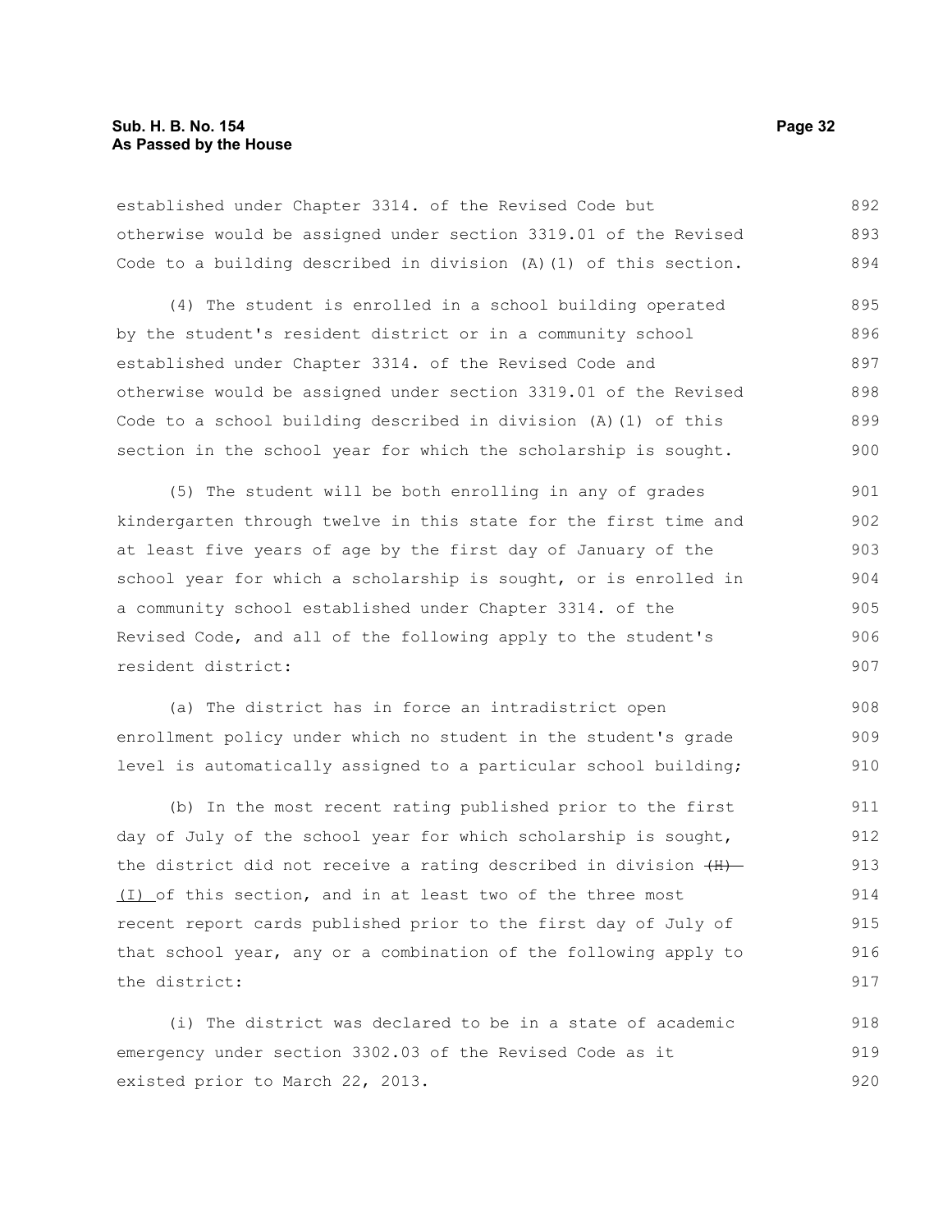established under Chapter 3314. of the Revised Code but otherwise would be assigned under section 3319.01 of the Revised Code to a building described in division (A)(1) of this section.

(4) The student is enrolled in a school building operated by the student's resident district or in a community school established under Chapter 3314. of the Revised Code and otherwise would be assigned under section 3319.01 of the Revised Code to a school building described in division (A)(1) of this section in the school year for which the scholarship is sought.

(5) The student will be both enrolling in any of grades kindergarten through twelve in this state for the first time and at least five years of age by the first day of January of the school year for which a scholarship is sought, or is enrolled in a community school established under Chapter 3314. of the Revised Code, and all of the following apply to the student's resident district:

(a) The district has in force an intradistrict open enrollment policy under which no student in the student's grade level is automatically assigned to a particular school building;

(b) In the most recent rating published prior to the first day of July of the school year for which scholarship is sought, the district did not receive a rating described in division ~~(H)~~ (I) of this section, and in at least two of the three most recent report cards published prior to the first day of July of that school year, any or a combination of the following apply to the district:

(i) The district was declared to be in a state of academic emergency under section 3302.03 of the Revised Code as it existed prior to March 22, 2013.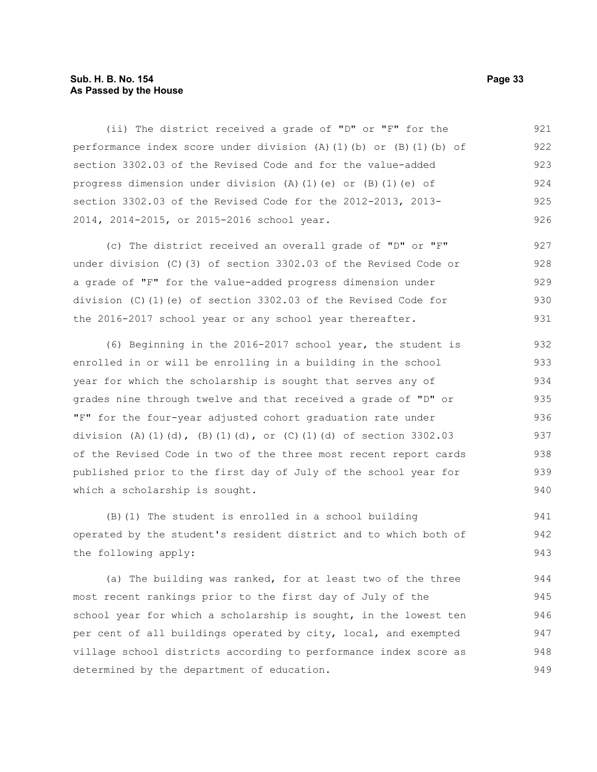(ii) The district received a grade of "D" or "F" for the performance index score under division (A)(1)(b) or (B)(1)(b) of section 3302.03 of the Revised Code and for the value-added progress dimension under division (A)(1)(e) or (B)(1)(e) of section 3302.03 of the Revised Code for the 2012-2013, 2013-2014, 2014-2015, or 2015-2016 school year.

(c) The district received an overall grade of "D" or "F" under division (C)(3) of section 3302.03 of the Revised Code or a grade of "F" for the value-added progress dimension under division (C)(1)(e) of section 3302.03 of the Revised Code for the 2016-2017 school year or any school year thereafter.

(6) Beginning in the 2016-2017 school year, the student is enrolled in or will be enrolling in a building in the school year for which the scholarship is sought that serves any of grades nine through twelve and that received a grade of "D" or "F" for the four-year adjusted cohort graduation rate under division (A)(1)(d), (B)(1)(d), or (C)(1)(d) of section 3302.03 of the Revised Code in two of the three most recent report cards published prior to the first day of July of the school year for which a scholarship is sought.

(B)(1) The student is enrolled in a school building operated by the student's resident district and to which both of the following apply:

(a) The building was ranked, for at least two of the three most recent rankings prior to the first day of July of the school year for which a scholarship is sought, in the lowest ten per cent of all buildings operated by city, local, and exempted village school districts according to performance index score as determined by the department of education.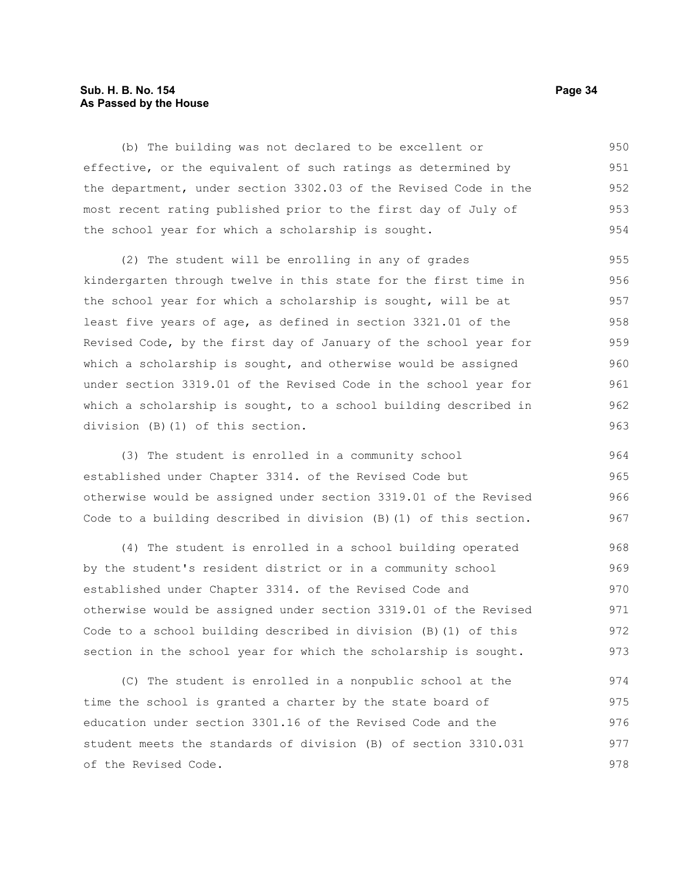(b) The building was not declared to be excellent or effective, or the equivalent of such ratings as determined by the department, under section 3302.03 of the Revised Code in the most recent rating published prior to the first day of July of the school year for which a scholarship is sought.

(2) The student will be enrolling in any of grades kindergarten through twelve in this state for the first time in the school year for which a scholarship is sought, will be at least five years of age, as defined in section 3321.01 of the Revised Code, by the first day of January of the school year for which a scholarship is sought, and otherwise would be assigned under section 3319.01 of the Revised Code in the school year for which a scholarship is sought, to a school building described in division (B)(1) of this section.

(3) The student is enrolled in a community school established under Chapter 3314. of the Revised Code but otherwise would be assigned under section 3319.01 of the Revised Code to a building described in division (B)(1) of this section.

(4) The student is enrolled in a school building operated by the student's resident district or in a community school established under Chapter 3314. of the Revised Code and otherwise would be assigned under section 3319.01 of the Revised Code to a school building described in division (B)(1) of this section in the school year for which the scholarship is sought.

(C) The student is enrolled in a nonpublic school at the time the school is granted a charter by the state board of education under section 3301.16 of the Revised Code and the student meets the standards of division (B) of section 3310.031 of the Revised Code.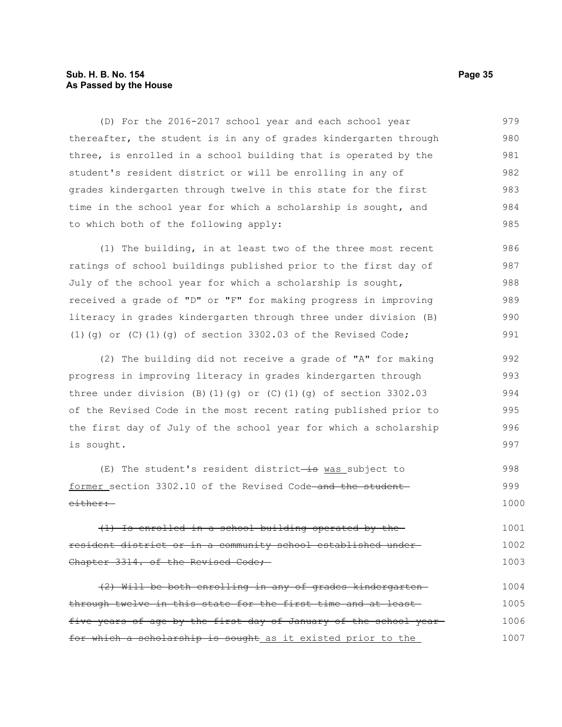(D) For the 2016-2017 school year and each school year thereafter, the student is in any of grades kindergarten through three, is enrolled in a school building that is operated by the student's resident district or will be enrolling in any of grades kindergarten through twelve in this state for the first time in the school year for which a scholarship is sought, and to which both of the following apply:

(1) The building, in at least two of the three most recent ratings of school buildings published prior to the first day of July of the school year for which a scholarship is sought, received a grade of "D" or "F" for making progress in improving literacy in grades kindergarten through three under division (B)(1)(g) or (C)(1)(g) of section 3302.03 of the Revised Code;

(2) The building did not receive a grade of "A" for making progress in improving literacy in grades kindergarten through three under division (B)(1)(g) or (C)(1)(g) of section 3302.03 of the Revised Code in the most recent rating published prior to the first day of July of the school year for which a scholarship is sought.

(E) The student's resident district ~~is~~ was subject to former section 3302.10 of the Revised Code ~~and the student either:~~

~~(1) Is enrolled in a school building operated by the resident district or in a community school established under Chapter 3314. of the Revised Code;~~

~~(2) Will be both enrolling in any of grades kindergarten through twelve in this state for the first time and at least five years of age by the first day of January of the school year for which a scholarship is sought~~ as it existed prior to the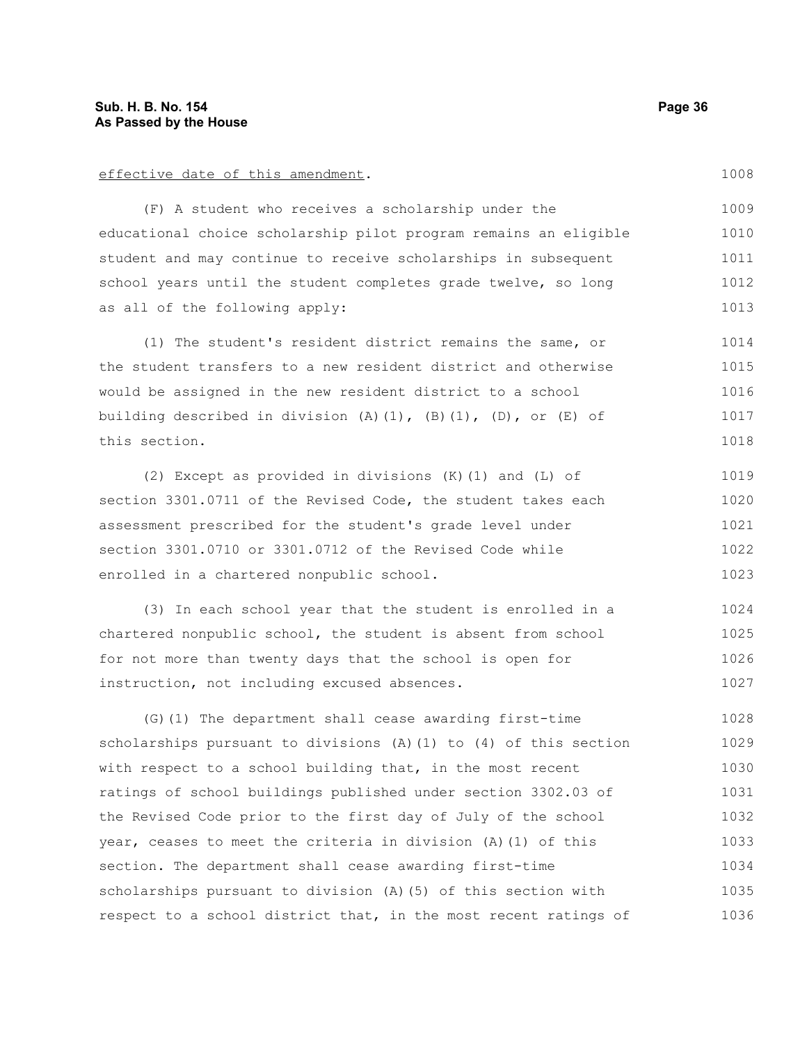effective date of this amendment.

(F) A student who receives a scholarship under the educational choice scholarship pilot program remains an eligible student and may continue to receive scholarships in subsequent school years until the student completes grade twelve, so long as all of the following apply:

(1) The student's resident district remains the same, or the student transfers to a new resident district and otherwise would be assigned in the new resident district to a school building described in division (A)(1), (B)(1), (D), or (E) of this section.

(2) Except as provided in divisions (K)(1) and (L) of section 3301.0711 of the Revised Code, the student takes each assessment prescribed for the student's grade level under section 3301.0710 or 3301.0712 of the Revised Code while enrolled in a chartered nonpublic school.

(3) In each school year that the student is enrolled in a chartered nonpublic school, the student is absent from school for not more than twenty days that the school is open for instruction, not including excused absences.

(G)(1) The department shall cease awarding first-time scholarships pursuant to divisions (A)(1) to (4) of this section with respect to a school building that, in the most recent ratings of school buildings published under section 3302.03 of the Revised Code prior to the first day of July of the school year, ceases to meet the criteria in division (A)(1) of this section. The department shall cease awarding first-time scholarships pursuant to division (A)(5) of this section with respect to a school district that, in the most recent ratings of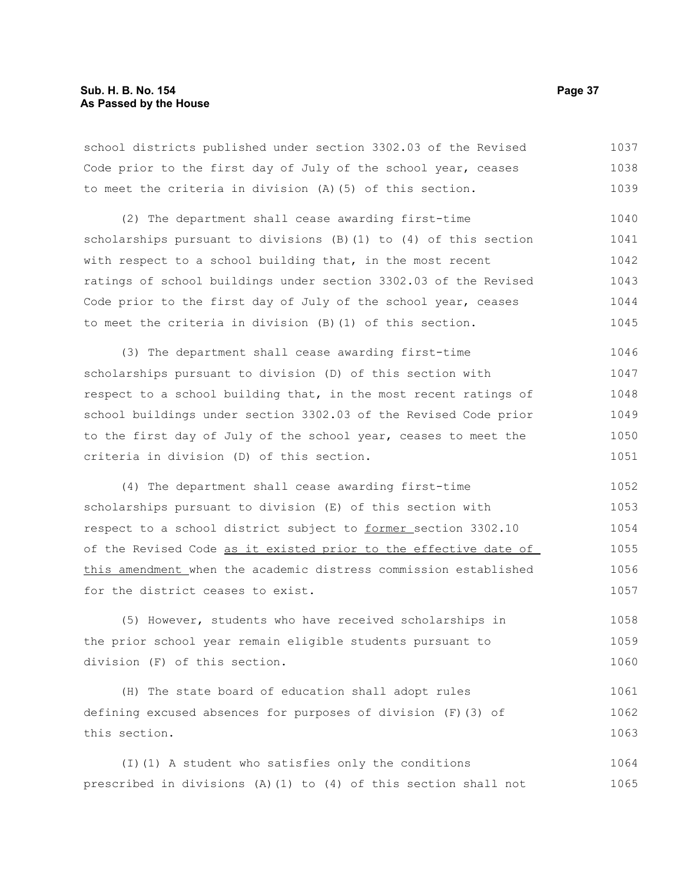school districts published under section 3302.03 of the Revised Code prior to the first day of July of the school year, ceases to meet the criteria in division (A)(5) of this section.

(2) The department shall cease awarding first-time scholarships pursuant to divisions (B)(1) to (4) of this section with respect to a school building that, in the most recent ratings of school buildings under section 3302.03 of the Revised Code prior to the first day of July of the school year, ceases to meet the criteria in division (B)(1) of this section.

(3) The department shall cease awarding first-time scholarships pursuant to division (D) of this section with respect to a school building that, in the most recent ratings of school buildings under section 3302.03 of the Revised Code prior to the first day of July of the school year, ceases to meet the criteria in division (D) of this section.

(4) The department shall cease awarding first-time scholarships pursuant to division (E) of this section with respect to a school district subject to former section 3302.10 of the Revised Code as it existed prior to the effective date of this amendment when the academic distress commission established for the district ceases to exist.

(5) However, students who have received scholarships in the prior school year remain eligible students pursuant to division (F) of this section.

(H) The state board of education shall adopt rules defining excused absences for purposes of division (F)(3) of this section.

(I)(1) A student who satisfies only the conditions prescribed in divisions (A)(1) to (4) of this section shall not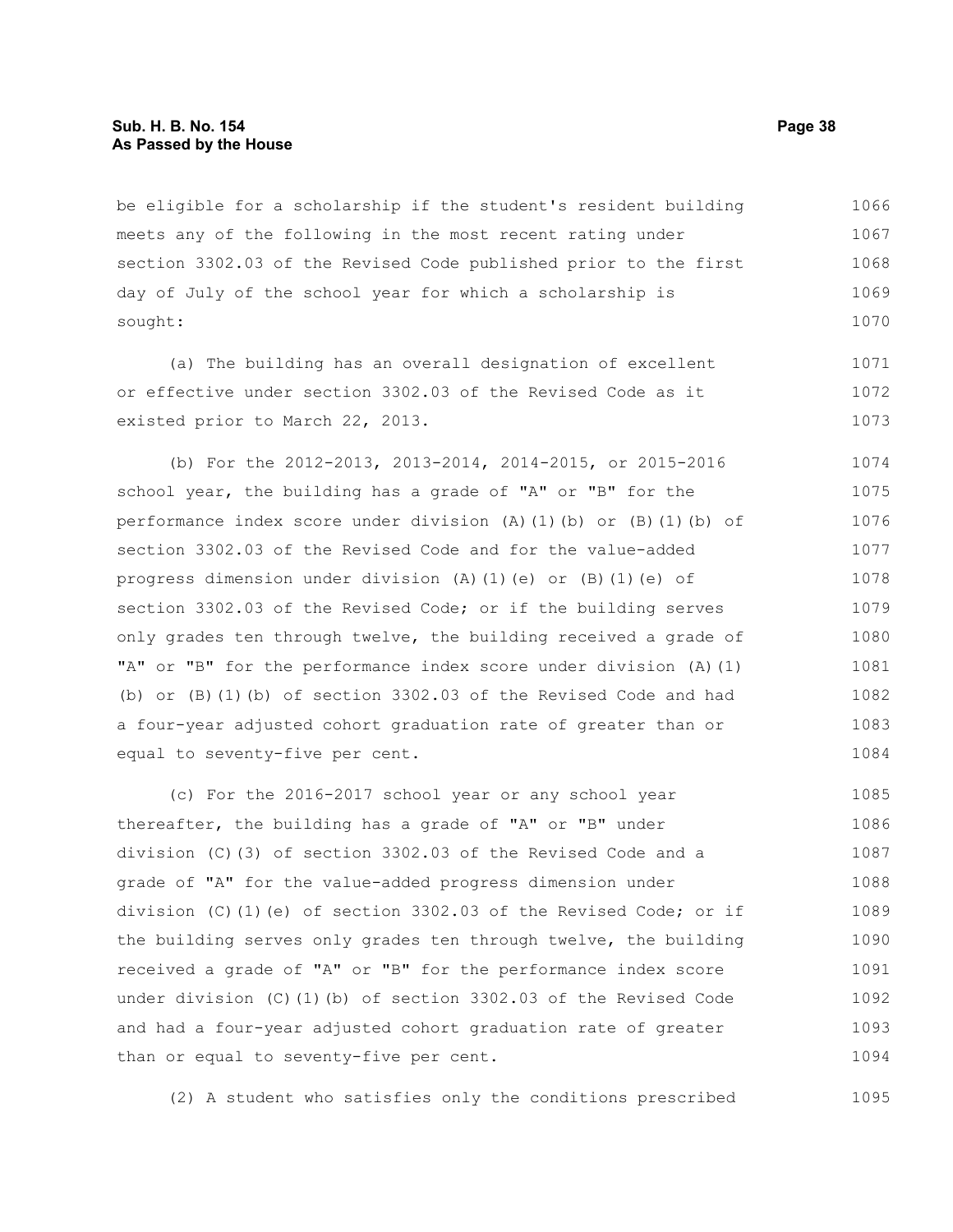be eligible for a scholarship if the student's resident building meets any of the following in the most recent rating under section 3302.03 of the Revised Code published prior to the first day of July of the school year for which a scholarship is sought:

(a) The building has an overall designation of excellent or effective under section 3302.03 of the Revised Code as it existed prior to March 22, 2013.

(b) For the 2012-2013, 2013-2014, 2014-2015, or 2015-2016 school year, the building has a grade of "A" or "B" for the performance index score under division (A)(1)(b) or (B)(1)(b) of section 3302.03 of the Revised Code and for the value-added progress dimension under division (A)(1)(e) or (B)(1)(e) of section 3302.03 of the Revised Code; or if the building serves only grades ten through twelve, the building received a grade of "A" or "B" for the performance index score under division (A)(1)(b) or (B)(1)(b) of section 3302.03 of the Revised Code and had a four-year adjusted cohort graduation rate of greater than or equal to seventy-five per cent.

(c) For the 2016-2017 school year or any school year thereafter, the building has a grade of "A" or "B" under division (C)(3) of section 3302.03 of the Revised Code and a grade of "A" for the value-added progress dimension under division (C)(1)(e) of section 3302.03 of the Revised Code; or if the building serves only grades ten through twelve, the building received a grade of "A" or "B" for the performance index score under division (C)(1)(b) of section 3302.03 of the Revised Code and had a four-year adjusted cohort graduation rate of greater than or equal to seventy-five per cent.

(2) A student who satisfies only the conditions prescribed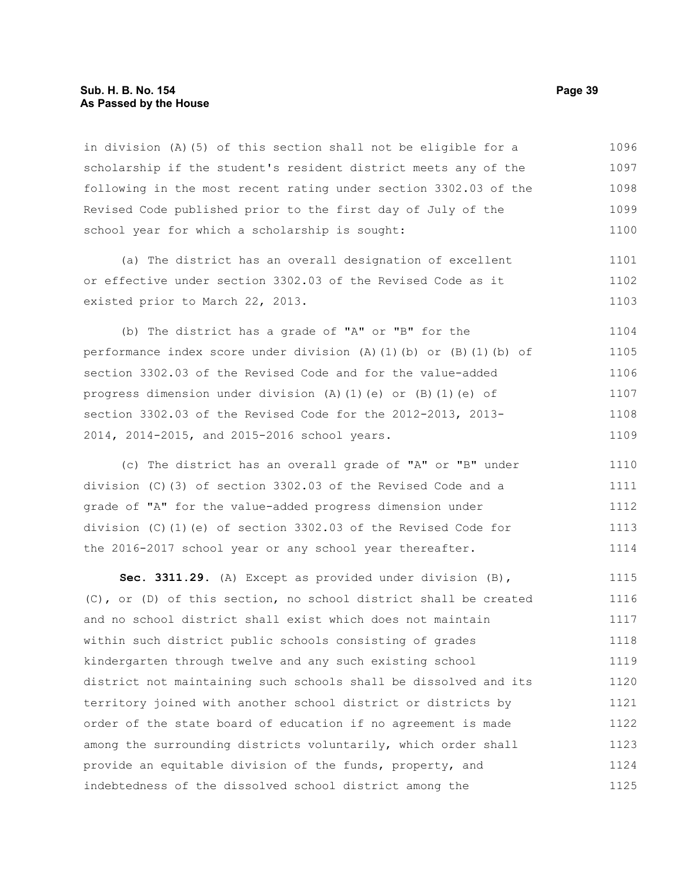in division (A)(5) of this section shall not be eligible for a scholarship if the student's resident district meets any of the following in the most recent rating under section 3302.03 of the Revised Code published prior to the first day of July of the school year for which a scholarship is sought:

(a) The district has an overall designation of excellent or effective under section 3302.03 of the Revised Code as it existed prior to March 22, 2013.

(b) The district has a grade of "A" or "B" for the performance index score under division (A)(1)(b) or (B)(1)(b) of section 3302.03 of the Revised Code and for the value-added progress dimension under division (A)(1)(e) or (B)(1)(e) of section 3302.03 of the Revised Code for the 2012-2013, 2013-2014, 2014-2015, and 2015-2016 school years.

(c) The district has an overall grade of "A" or "B" under division (C)(3) of section 3302.03 of the Revised Code and a grade of "A" for the value-added progress dimension under division (C)(1)(e) of section 3302.03 of the Revised Code for the 2016-2017 school year or any school year thereafter.

**Sec. 3311.29.** (A) Except as provided under division (B), (C), or (D) of this section, no school district shall be created and no school district shall exist which does not maintain within such district public schools consisting of grades kindergarten through twelve and any such existing school district not maintaining such schools shall be dissolved and its territory joined with another school district or districts by order of the state board of education if no agreement is made among the surrounding districts voluntarily, which order shall provide an equitable division of the funds, property, and indebtedness of the dissolved school district among the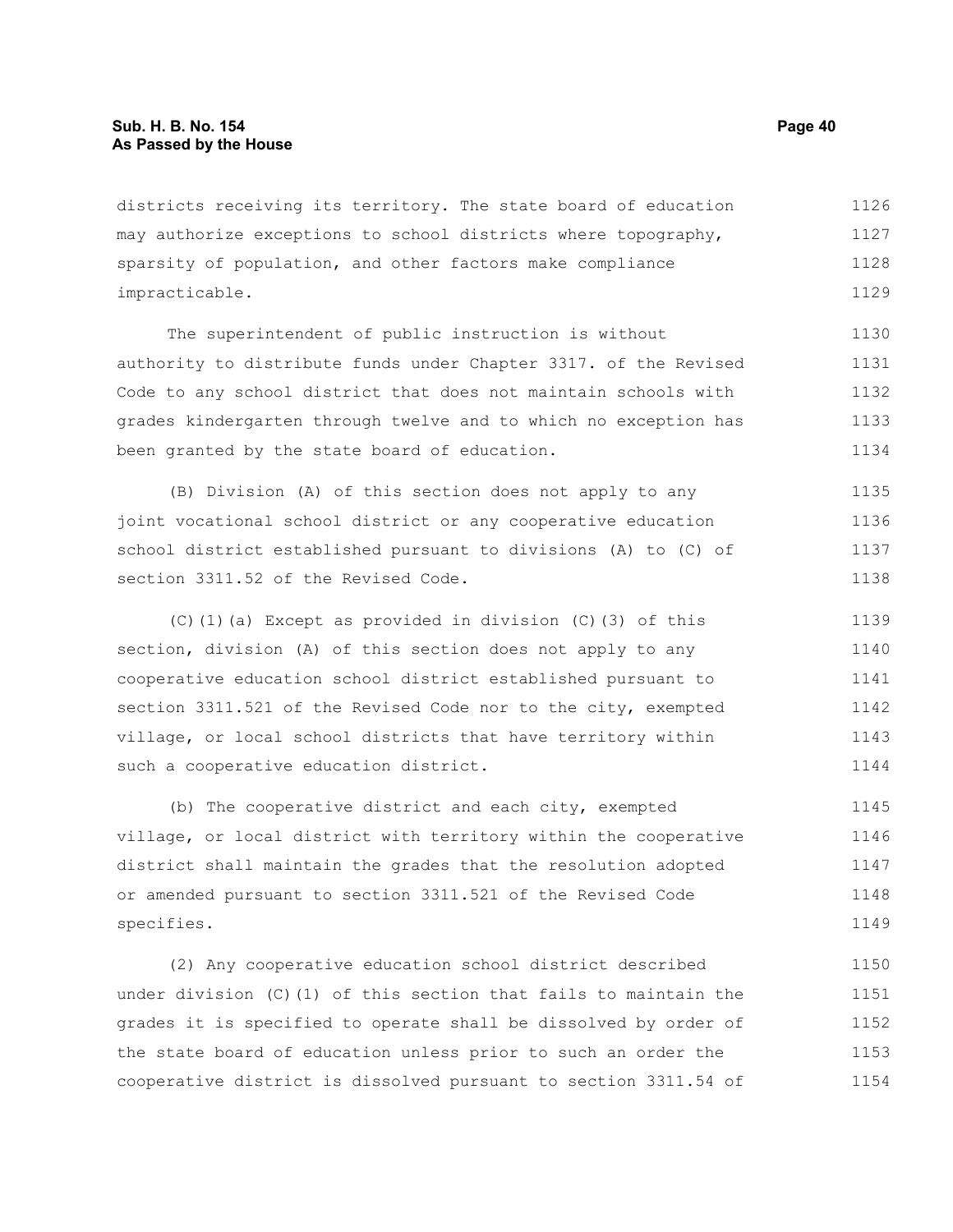districts receiving its territory. The state board of education may authorize exceptions to school districts where topography, sparsity of population, and other factors make compliance impracticable.

The superintendent of public instruction is without authority to distribute funds under Chapter 3317. of the Revised Code to any school district that does not maintain schools with grades kindergarten through twelve and to which no exception has been granted by the state board of education.

(B) Division (A) of this section does not apply to any joint vocational school district or any cooperative education school district established pursuant to divisions (A) to (C) of section 3311.52 of the Revised Code.

(C)(1)(a) Except as provided in division (C)(3) of this section, division (A) of this section does not apply to any cooperative education school district established pursuant to section 3311.521 of the Revised Code nor to the city, exempted village, or local school districts that have territory within such a cooperative education district.

(b) The cooperative district and each city, exempted village, or local district with territory within the cooperative district shall maintain the grades that the resolution adopted or amended pursuant to section 3311.521 of the Revised Code specifies.

(2) Any cooperative education school district described under division (C)(1) of this section that fails to maintain the grades it is specified to operate shall be dissolved by order of the state board of education unless prior to such an order the cooperative district is dissolved pursuant to section 3311.54 of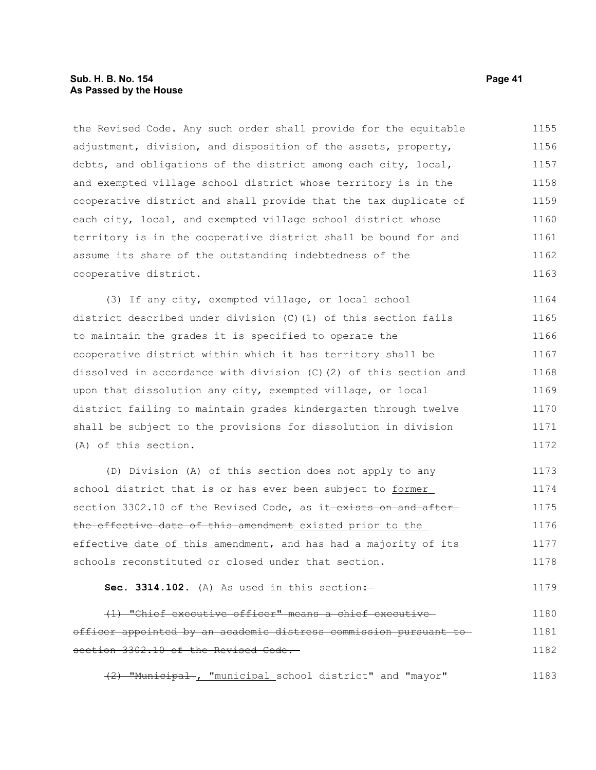the Revised Code. Any such order shall provide for the equitable adjustment, division, and disposition of the assets, property, debts, and obligations of the district among each city, local, and exempted village school district whose territory is in the cooperative district and shall provide that the tax duplicate of each city, local, and exempted village school district whose territory is in the cooperative district shall be bound for and assume its share of the outstanding indebtedness of the cooperative district.

(3) If any city, exempted village, or local school district described under division (C)(1) of this section fails to maintain the grades it is specified to operate the cooperative district within which it has territory shall be dissolved in accordance with division (C)(2) of this section and upon that dissolution any city, exempted village, or local district failing to maintain grades kindergarten through twelve shall be subject to the provisions for dissolution in division (A) of this section.

(D) Division (A) of this section does not apply to any school district that is or has ever been subject to <u>former</u> section 3302.10 of the Revised Code, as it ~~exists on and after the effective date of this amendment~~ <u>existed prior to the effective date of this amendment</u>, and has had a majority of its schools reconstituted or closed under that section.

**Sec. 3314.102.** (A) As used in this section~~:~~

~~(1) "Chief executive officer" means a chief executive officer appointed by an academic distress commission pursuant to section 3302.10 of the Revised Code.~~

~~(2) "Municipal~~ <u>, "municipal</u> school district" and "mayor"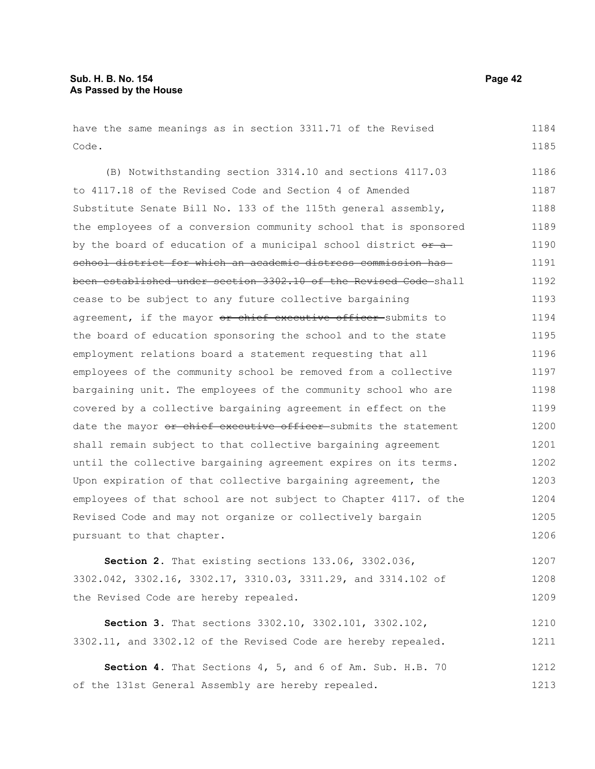have the same meanings as in section 3311.71 of the Revised Code.

(B) Notwithstanding section 3314.10 and sections 4117.03 to 4117.18 of the Revised Code and Section 4 of Amended Substitute Senate Bill No. 133 of the 115th general assembly, the employees of a conversion community school that is sponsored by the board of education of a municipal school district ~~or a school district for which an academic distress commission has been established under section 3302.10 of the Revised Code~~ shall cease to be subject to any future collective bargaining agreement, if the mayor ~~or chief executive officer~~ submits to the board of education sponsoring the school and to the state employment relations board a statement requesting that all employees of the community school be removed from a collective bargaining unit. The employees of the community school who are covered by a collective bargaining agreement in effect on the date the mayor ~~or chief executive officer~~ submits the statement shall remain subject to that collective bargaining agreement until the collective bargaining agreement expires on its terms. Upon expiration of that collective bargaining agreement, the employees of that school are not subject to Chapter 4117. of the Revised Code and may not organize or collectively bargain pursuant to that chapter.

**Section 2.** That existing sections 133.06, 3302.036, 3302.042, 3302.16, 3302.17, 3310.03, 3311.29, and 3314.102 of the Revised Code are hereby repealed.

**Section 3.** That sections 3302.10, 3302.101, 3302.102, 3302.11, and 3302.12 of the Revised Code are hereby repealed.

**Section 4.** That Sections 4, 5, and 6 of Am. Sub. H.B. 70 of the 131st General Assembly are hereby repealed.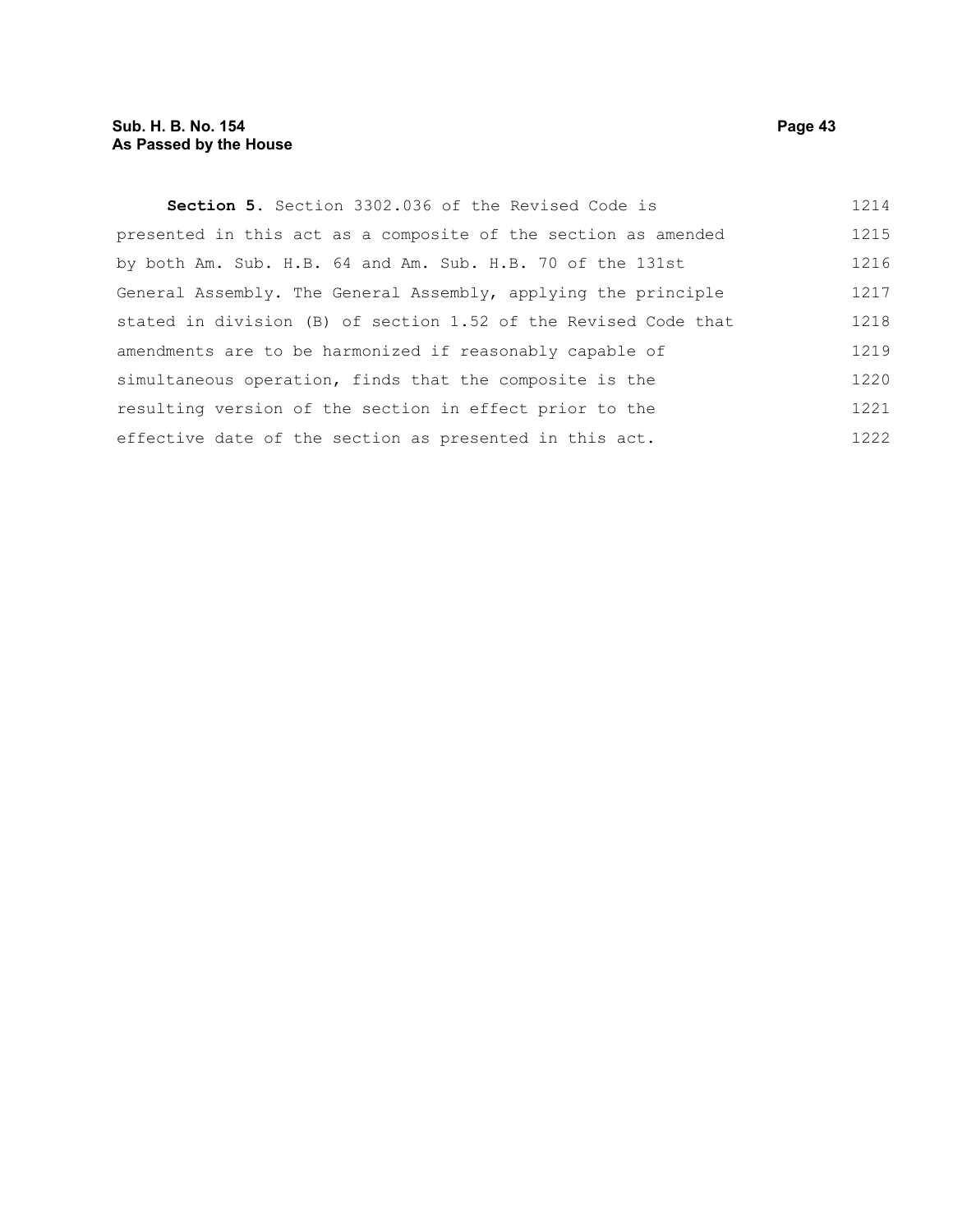**Section 5.** Section 3302.036 of the Revised Code is presented in this act as a composite of the section as amended by both Am. Sub. H.B. 64 and Am. Sub. H.B. 70 of the 131st General Assembly. The General Assembly, applying the principle stated in division (B) of section 1.52 of the Revised Code that amendments are to be harmonized if reasonably capable of simultaneous operation, finds that the composite is the resulting version of the section in effect prior to the effective date of the section as presented in this act.